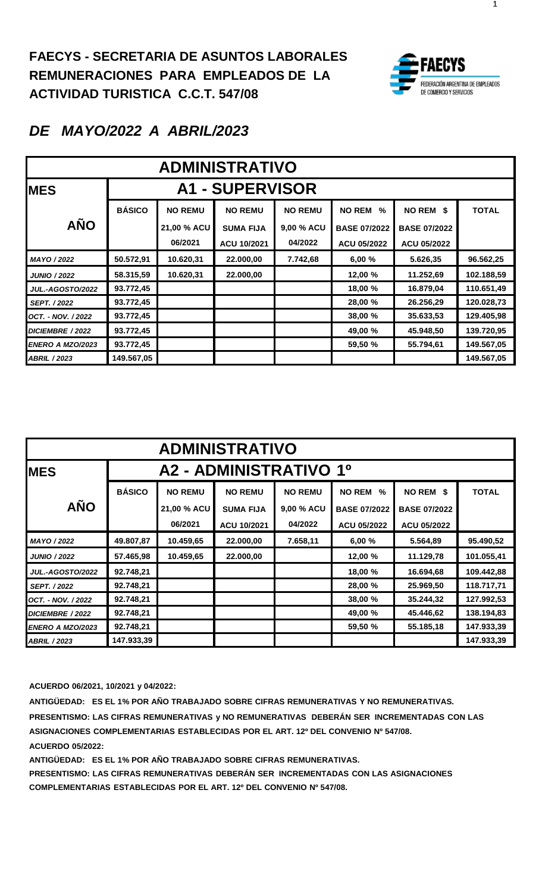## FAECYS - SECRETARIA DE ASUNTOS LABORALES
## REMUNERACIONES PARA EMPLEADOS DE LA ACTIVIDAD TURISTICA C.C.T. 547/08

FAECYS
FEDERACIÓN ARGENTINA DE EMPLEADOS DE COMERCIO Y SERVICIOS

### *DE MAYO/2022 A ABRIL/2023*

| ADMINISTRATIVO | | | | | | | |
|---|---|---|---|---|---|---|---|
| **MES** | **A1 - SUPERVISOR** | | | | | | |
| **AÑO** | **BÁSICO** | **NO REMU 21,00 % ACU 06/2021** | **NO REMU SUMA FIJA ACU 10/2021** | **NO REMU 9,00 % ACU 04/2022** | **NO REM % BASE 07/2022 ACU 05/2022** | **NO REM $ BASE 07/2022 ACU 05/2022** | **TOTAL** |
| *MAYO / 2022* | 50.572,91 | 10.620,31 | 22.000,00 | 7.742,68 | 6,00 % | 5.626,35 | 96.562,25 |
| *JUNIO / 2022* | 58.315,59 | 10.620,31 | 22.000,00 | | 12,00 % | 11.252,69 | 102.188,59 |
| *JUL.-AGOSTO/2022* | 93.772,45 | | | | 18,00 % | 16.879,04 | 110.651,49 |
| *SEPT. / 2022* | 93.772,45 | | | | 28,00 % | 26.256,29 | 120.028,73 |
| *OCT. - NOV. / 2022* | 93.772,45 | | | | 38,00 % | 35.633,53 | 129.405,98 |
| *DICIEMBRE / 2022* | 93.772,45 | | | | 49,00 % | 45.948,50 | 139.720,95 |
| *ENERO A MZO/2023* | 93.772,45 | | | | 59,50 % | 55.794,61 | 149.567,05 |
| *ABRIL / 2023* | 149.567,05 | | | | | | 149.567,05 |

| ADMINISTRATIVO | | | | | | | |
|---|---|---|---|---|---|---|---|
| **MES** | **A2 - ADMINISTRATIVO 1º** | | | | | | |
| **AÑO** | **BÁSICO** | **NO REMU 21,00 % ACU 06/2021** | **NO REMU SUMA FIJA ACU 10/2021** | **NO REMU 9,00 % ACU 04/2022** | **NO REM % BASE 07/2022 ACU 05/2022** | **NO REM $ BASE 07/2022 ACU 05/2022** | **TOTAL** |
| *MAYO / 2022* | 49.807,87 | 10.459,65 | 22.000,00 | 7.658,11 | 6,00 % | 5.564,89 | 95.490,52 |
| *JUNIO / 2022* | 57.465,98 | 10.459,65 | 22.000,00 | | 12,00 % | 11.129,78 | 101.055,41 |
| *JUL.-AGOSTO/2022* | 92.748,21 | | | | 18,00 % | 16.694,68 | 109.442,88 |
| *SEPT. / 2022* | 92.748,21 | | | | 28,00 % | 25.969,50 | 118.717,71 |
| *OCT. - NOV. / 2022* | 92.748,21 | | | | 38,00 % | 35.244,32 | 127.992,53 |
| *DICIEMBRE / 2022* | 92.748,21 | | | | 49,00 % | 45.446,62 | 138.194,83 |
| *ENERO A MZO/2023* | 92.748,21 | | | | 59,50 % | 55.185,18 | 147.933,39 |
| *ABRIL / 2023* | 147.933,39 | | | | | | 147.933,39 |

**ACUERDO 06/2021, 10/2021 y 04/2022:**

**ANTIGÜEDAD: ES EL 1% POR AÑO TRABAJADO SOBRE CIFRAS REMUNERATIVAS Y NO REMUNERATIVAS.**

**PRESENTISMO: LAS CIFRAS REMUNERATIVAS y NO REMUNERATIVAS DEBERÁN SER INCREMENTADAS CON LAS ASIGNACIONES COMPLEMENTARIAS ESTABLECIDAS POR EL ART. 12º DEL CONVENIO Nº 547/08.**

**ACUERDO 05/2022:**

**ANTIGÜEDAD: ES EL 1% POR AÑO TRABAJADO SOBRE CIFRAS REMUNERATIVAS.**

**PRESENTISMO: LAS CIFRAS REMUNERATIVAS DEBERÁN SER INCREMENTADAS CON LAS ASIGNACIONES COMPLEMENTARIAS ESTABLECIDAS POR EL ART. 12º DEL CONVENIO Nº 547/08.**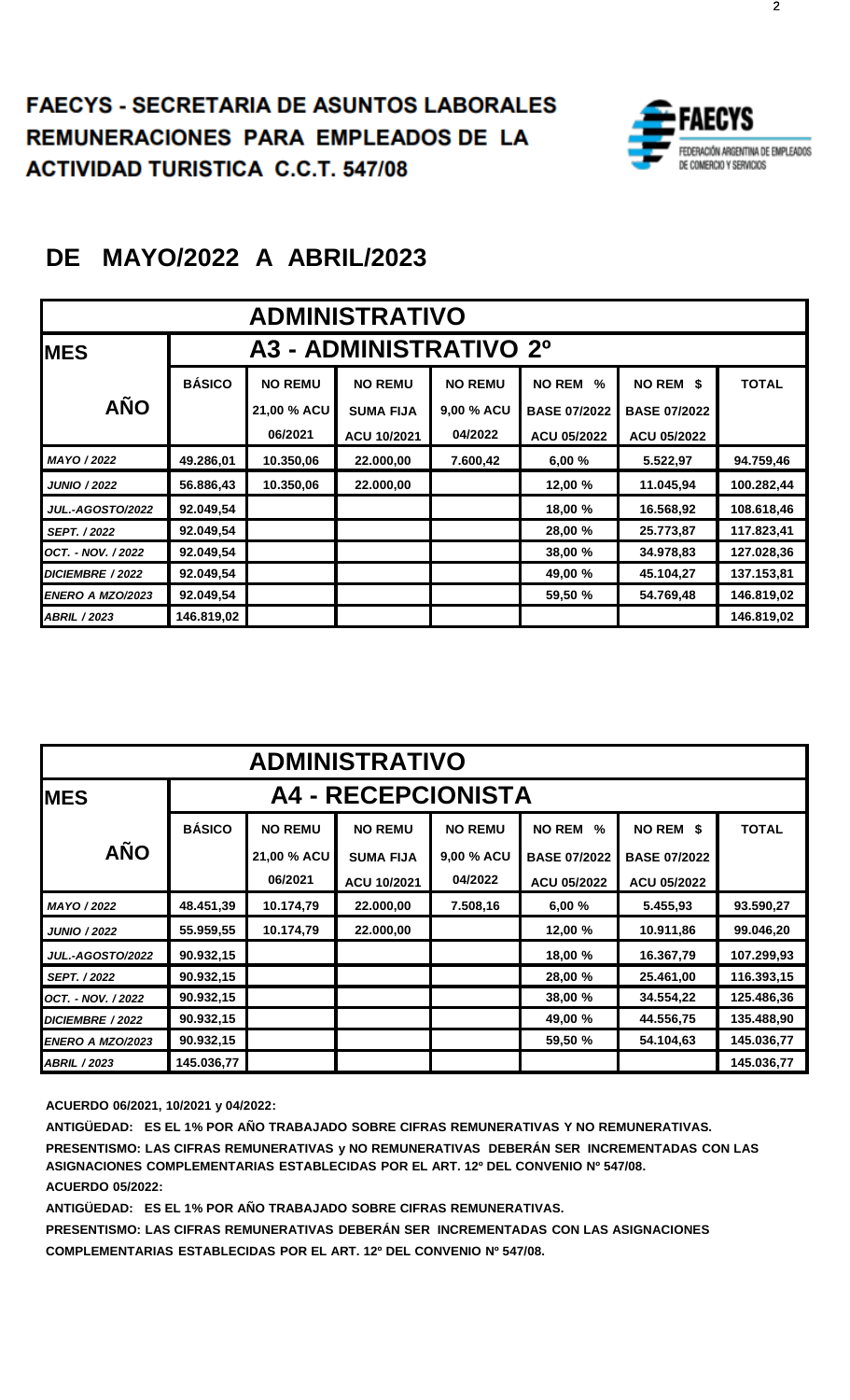# FAECYS - SECRETARIA DE ASUNTOS LABORALES REMUNERACIONES PARA EMPLEADOS DE LA ACTIVIDAD TURISTICA C.C.T. 547/08

FAECYS
FEDERACIÓN ARGENTINA DE EMPLEADOS DE COMERCIO Y SERVICIOS

## DE MAYO/2022 A ABRIL/2023

| ADMINISTRATIVO | | | | | | | |
|---|---|---|---|---|---|---|---|
| **MES** | **A3 - ADMINISTRATIVO 2º** | | | | | | |
| **AÑO** | **BÁSICO** | **NO REMU 21,00 % ACU 06/2021** | **NO REMU SUMA FIJA ACU 10/2021** | **NO REMU 9,00 % ACU 04/2022** | **NO REM % BASE 07/2022 ACU 05/2022** | **NO REM $ BASE 07/2022 ACU 05/2022** | **TOTAL** |
| *MAYO / 2022* | 49.286,01 | 10.350,06 | 22.000,00 | 7.600,42 | 6,00 % | 5.522,97 | 94.759,46 |
| *JUNIO / 2022* | 56.886,43 | 10.350,06 | 22.000,00 | | 12,00 % | 11.045,94 | 100.282,44 |
| *JUL.-AGOSTO/2022* | 92.049,54 | | | | 18,00 % | 16.568,92 | 108.618,46 |
| *SEPT. / 2022* | 92.049,54 | | | | 28,00 % | 25.773,87 | 117.823,41 |
| *OCT. - NOV. / 2022* | 92.049,54 | | | | 38,00 % | 34.978,83 | 127.028,36 |
| *DICIEMBRE / 2022* | 92.049,54 | | | | 49,00 % | 45.104,27 | 137.153,81 |
| *ENERO A MZO/2023* | 92.049,54 | | | | 59,50 % | 54.769,48 | 146.819,02 |
| *ABRIL / 2023* | 146.819,02 | | | | | | 146.819,02 |

| ADMINISTRATIVO | | | | | | | |
|---|---|---|---|---|---|---|---|
| **MES** | **A4 - RECEPCIONISTA** | | | | | | |
| **AÑO** | **BÁSICO** | **NO REMU 21,00 % ACU 06/2021** | **NO REMU SUMA FIJA ACU 10/2021** | **NO REMU 9,00 % ACU 04/2022** | **NO REM % BASE 07/2022 ACU 05/2022** | **NO REM $ BASE 07/2022 ACU 05/2022** | **TOTAL** |
| *MAYO / 2022* | 48.451,39 | 10.174,79 | 22.000,00 | 7.508,16 | 6,00 % | 5.455,93 | 93.590,27 |
| *JUNIO / 2022* | 55.959,55 | 10.174,79 | 22.000,00 | | 12,00 % | 10.911,86 | 99.046,20 |
| *JUL.-AGOSTO/2022* | 90.932,15 | | | | 18,00 % | 16.367,79 | 107.299,93 |
| *SEPT. / 2022* | 90.932,15 | | | | 28,00 % | 25.461,00 | 116.393,15 |
| *OCT. - NOV. / 2022* | 90.932,15 | | | | 38,00 % | 34.554,22 | 125.486,36 |
| *DICIEMBRE / 2022* | 90.932,15 | | | | 49,00 % | 44.556,75 | 135.488,90 |
| *ENERO A MZO/2023* | 90.932,15 | | | | 59,50 % | 54.104,63 | 145.036,77 |
| *ABRIL / 2023* | 145.036,77 | | | | | | 145.036,77 |

**ACUERDO 06/2021, 10/2021 y 04/2022:**

**ANTIGÜEDAD: ES EL 1% POR AÑO TRABAJADO SOBRE CIFRAS REMUNERATIVAS Y NO REMUNERATIVAS.**

**PRESENTISMO: LAS CIFRAS REMUNERATIVAS y NO REMUNERATIVAS DEBERÁN SER INCREMENTADAS CON LAS ASIGNACIONES COMPLEMENTARIAS ESTABLECIDAS POR EL ART. 12º DEL CONVENIO Nº 547/08.**

**ACUERDO 05/2022:**

**ANTIGÜEDAD: ES EL 1% POR AÑO TRABAJADO SOBRE CIFRAS REMUNERATIVAS.**

**PRESENTISMO: LAS CIFRAS REMUNERATIVAS DEBERÁN SER INCREMENTADAS CON LAS ASIGNACIONES COMPLEMENTARIAS ESTABLECIDAS POR EL ART. 12º DEL CONVENIO Nº 547/08.**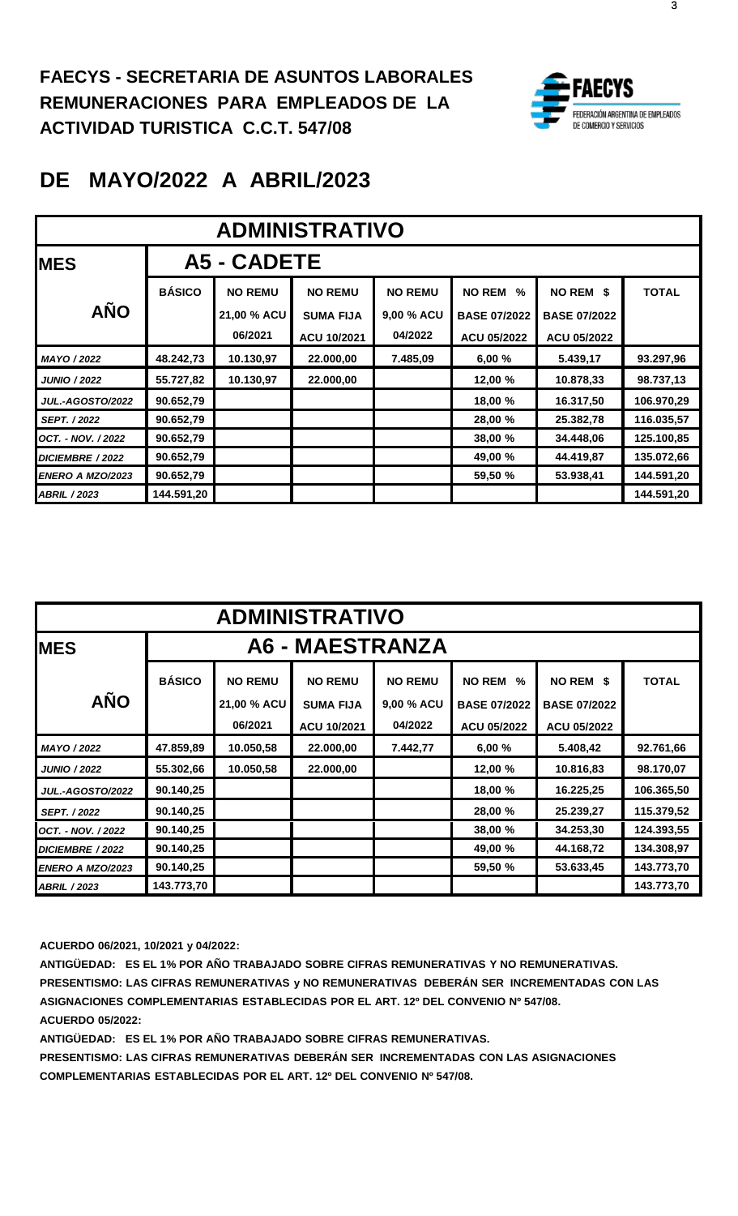**FAECYS - SECRETARIA DE ASUNTOS LABORALES**
**REMUNERACIONES PARA EMPLEADOS DE LA**
**ACTIVIDAD TURISTICA C.C.T. 547/08**

FAECYS
FEDERACIÓN ARGENTINA DE EMPLEADOS DE COMERCIO Y SERVICIOS

# DE MAYO/2022 A ABRIL/2023

| ADMINISTRATIVO | | | | | | | |
|---|---|---|---|---|---|---|---|
| **MES** | **A5 - CADETE** | | | | | | |
| **AÑO** | **BÁSICO** | **NO REMU 21,00 % ACU 06/2021** | **NO REMU SUMA FIJA ACU 10/2021** | **NO REMU 9,00 % ACU 04/2022** | **NO REM % BASE 07/2022 ACU 05/2022** | **NO REM $ BASE 07/2022 ACU 05/2022** | **TOTAL** |
| *MAYO / 2022* | 48.242,73 | 10.130,97 | 22.000,00 | 7.485,09 | 6,00 % | 5.439,17 | 93.297,96 |
| *JUNIO / 2022* | 55.727,82 | 10.130,97 | 22.000,00 | | 12,00 % | 10.878,33 | 98.737,13 |
| *JUL.-AGOSTO/2022* | 90.652,79 | | | | 18,00 % | 16.317,50 | 106.970,29 |
| *SEPT. / 2022* | 90.652,79 | | | | 28,00 % | 25.382,78 | 116.035,57 |
| *OCT. - NOV. / 2022* | 90.652,79 | | | | 38,00 % | 34.448,06 | 125.100,85 |
| *DICIEMBRE / 2022* | 90.652,79 | | | | 49,00 % | 44.419,87 | 135.072,66 |
| *ENERO A MZO/2023* | 90.652,79 | | | | 59,50 % | 53.938,41 | 144.591,20 |
| *ABRIL / 2023* | 144.591,20 | | | | | | 144.591,20 |

| ADMINISTRATIVO | | | | | | | |
|---|---|---|---|---|---|---|---|
| **MES** | **A6 - MAESTRANZA** | | | | | | |
| **AÑO** | **BÁSICO** | **NO REMU 21,00 % ACU 06/2021** | **NO REMU SUMA FIJA ACU 10/2021** | **NO REMU 9,00 % ACU 04/2022** | **NO REM % BASE 07/2022 ACU 05/2022** | **NO REM $ BASE 07/2022 ACU 05/2022** | **TOTAL** |
| *MAYO / 2022* | 47.859,89 | 10.050,58 | 22.000,00 | 7.442,77 | 6,00 % | 5.408,42 | 92.761,66 |
| *JUNIO / 2022* | 55.302,66 | 10.050,58 | 22.000,00 | | 12,00 % | 10.816,83 | 98.170,07 |
| *JUL.-AGOSTO/2022* | 90.140,25 | | | | 18,00 % | 16.225,25 | 106.365,50 |
| *SEPT. / 2022* | 90.140,25 | | | | 28,00 % | 25.239,27 | 115.379,52 |
| *OCT. - NOV. / 2022* | 90.140,25 | | | | 38,00 % | 34.253,30 | 124.393,55 |
| *DICIEMBRE / 2022* | 90.140,25 | | | | 49,00 % | 44.168,72 | 134.308,97 |
| *ENERO A MZO/2023* | 90.140,25 | | | | 59,50 % | 53.633,45 | 143.773,70 |
| *ABRIL / 2023* | 143.773,70 | | | | | | 143.773,70 |

**ACUERDO 06/2021, 10/2021 y 04/2022:**

**ANTIGÜEDAD: ES EL 1% POR AÑO TRABAJADO SOBRE CIFRAS REMUNERATIVAS Y NO REMUNERATIVAS.**

**PRESENTISMO: LAS CIFRAS REMUNERATIVAS y NO REMUNERATIVAS DEBERÁN SER INCREMENTADAS CON LAS ASIGNACIONES COMPLEMENTARIAS ESTABLECIDAS POR EL ART. 12º DEL CONVENIO Nº 547/08.**

**ACUERDO 05/2022:**

**ANTIGÜEDAD: ES EL 1% POR AÑO TRABAJADO SOBRE CIFRAS REMUNERATIVAS.**

**PRESENTISMO: LAS CIFRAS REMUNERATIVAS DEBERÁN SER INCREMENTADAS CON LAS ASIGNACIONES COMPLEMENTARIAS ESTABLECIDAS POR EL ART. 12º DEL CONVENIO Nº 547/08.**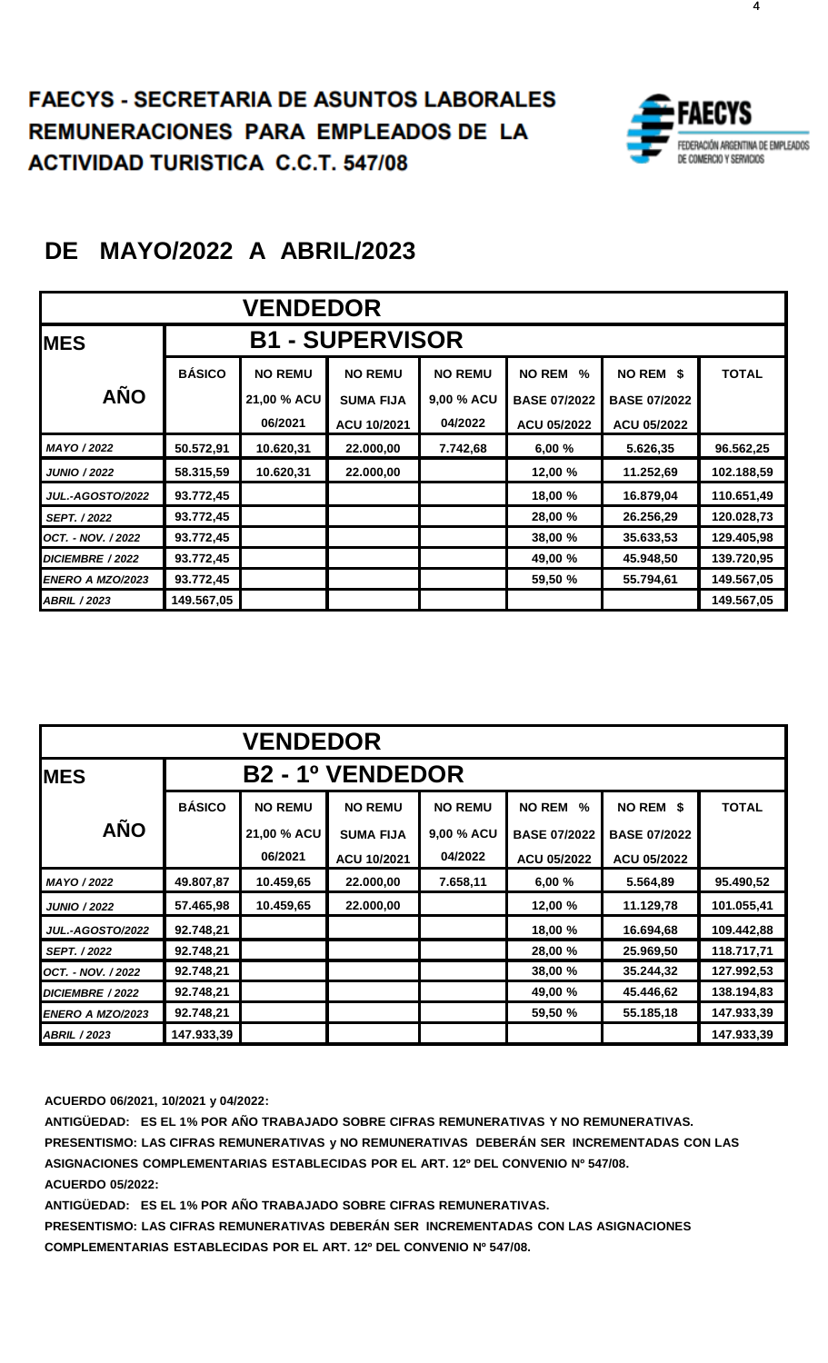# FAECYS - SECRETARIA DE ASUNTOS LABORALES
# REMUNERACIONES PARA EMPLEADOS DE LA ACTIVIDAD TURISTICA C.C.T. 547/08

FAECYS FEDERACIÓN ARGENTINA DE EMPLEADOS DE COMERCIO Y SERVICIOS

## DE MAYO/2022 A ABRIL/2023

| VENDEDOR | | | | | | | |
|---|---|---|---|---|---|---|---|
| **MES** | **B1 - SUPERVISOR** | | | | | | |
| **AÑO** | **BÁSICO** | **NO REMU 21,00 % ACU 06/2021** | **NO REMU SUMA FIJA ACU 10/2021** | **NO REMU 9,00 % ACU 04/2022** | **NO REM % BASE 07/2022 ACU 05/2022** | **NO REM $ BASE 07/2022 ACU 05/2022** | **TOTAL** |
| *MAYO / 2022* | 50.572,91 | 10.620,31 | 22.000,00 | 7.742,68 | 6,00 % | 5.626,35 | 96.562,25 |
| *JUNIO / 2022* | 58.315,59 | 10.620,31 | 22.000,00 | | 12,00 % | 11.252,69 | 102.188,59 |
| *JUL.-AGOSTO/2022* | 93.772,45 | | | | 18,00 % | 16.879,04 | 110.651,49 |
| *SEPT. / 2022* | 93.772,45 | | | | 28,00 % | 26.256,29 | 120.028,73 |
| *OCT. - NOV. / 2022* | 93.772,45 | | | | 38,00 % | 35.633,53 | 129.405,98 |
| *DICIEMBRE / 2022* | 93.772,45 | | | | 49,00 % | 45.948,50 | 139.720,95 |
| *ENERO A MZO/2023* | 93.772,45 | | | | 59,50 % | 55.794,61 | 149.567,05 |
| *ABRIL / 2023* | 149.567,05 | | | | | | 149.567,05 |

| VENDEDOR | | | | | | | |
|---|---|---|---|---|---|---|---|
| **MES** | **B2 - 1º VENDEDOR** | | | | | | |
| **AÑO** | **BÁSICO** | **NO REMU 21,00 % ACU 06/2021** | **NO REMU SUMA FIJA ACU 10/2021** | **NO REMU 9,00 % ACU 04/2022** | **NO REM % BASE 07/2022 ACU 05/2022** | **NO REM $ BASE 07/2022 ACU 05/2022** | **TOTAL** |
| *MAYO / 2022* | 49.807,87 | 10.459,65 | 22.000,00 | 7.658,11 | 6,00 % | 5.564,89 | 95.490,52 |
| *JUNIO / 2022* | 57.465,98 | 10.459,65 | 22.000,00 | | 12,00 % | 11.129,78 | 101.055,41 |
| *JUL.-AGOSTO/2022* | 92.748,21 | | | | 18,00 % | 16.694,68 | 109.442,88 |
| *SEPT. / 2022* | 92.748,21 | | | | 28,00 % | 25.969,50 | 118.717,71 |
| *OCT. - NOV. / 2022* | 92.748,21 | | | | 38,00 % | 35.244,32 | 127.992,53 |
| *DICIEMBRE / 2022* | 92.748,21 | | | | 49,00 % | 45.446,62 | 138.194,83 |
| *ENERO A MZO/2023* | 92.748,21 | | | | 59,50 % | 55.185,18 | 147.933,39 |
| *ABRIL / 2023* | 147.933,39 | | | | | | 147.933,39 |

**ACUERDO 06/2021, 10/2021 y 04/2022:**

**ANTIGÜEDAD: ES EL 1% POR AÑO TRABAJADO SOBRE CIFRAS REMUNERATIVAS Y NO REMUNERATIVAS.**

**PRESENTISMO: LAS CIFRAS REMUNERATIVAS y NO REMUNERATIVAS DEBERÁN SER INCREMENTADAS CON LAS ASIGNACIONES COMPLEMENTARIAS ESTABLECIDAS POR EL ART. 12º DEL CONVENIO Nº 547/08.**

**ACUERDO 05/2022:**

**ANTIGÜEDAD: ES EL 1% POR AÑO TRABAJADO SOBRE CIFRAS REMUNERATIVAS.**

**PRESENTISMO: LAS CIFRAS REMUNERATIVAS DEBERÁN SER INCREMENTADAS CON LAS ASIGNACIONES COMPLEMENTARIAS ESTABLECIDAS POR EL ART. 12º DEL CONVENIO Nº 547/08.**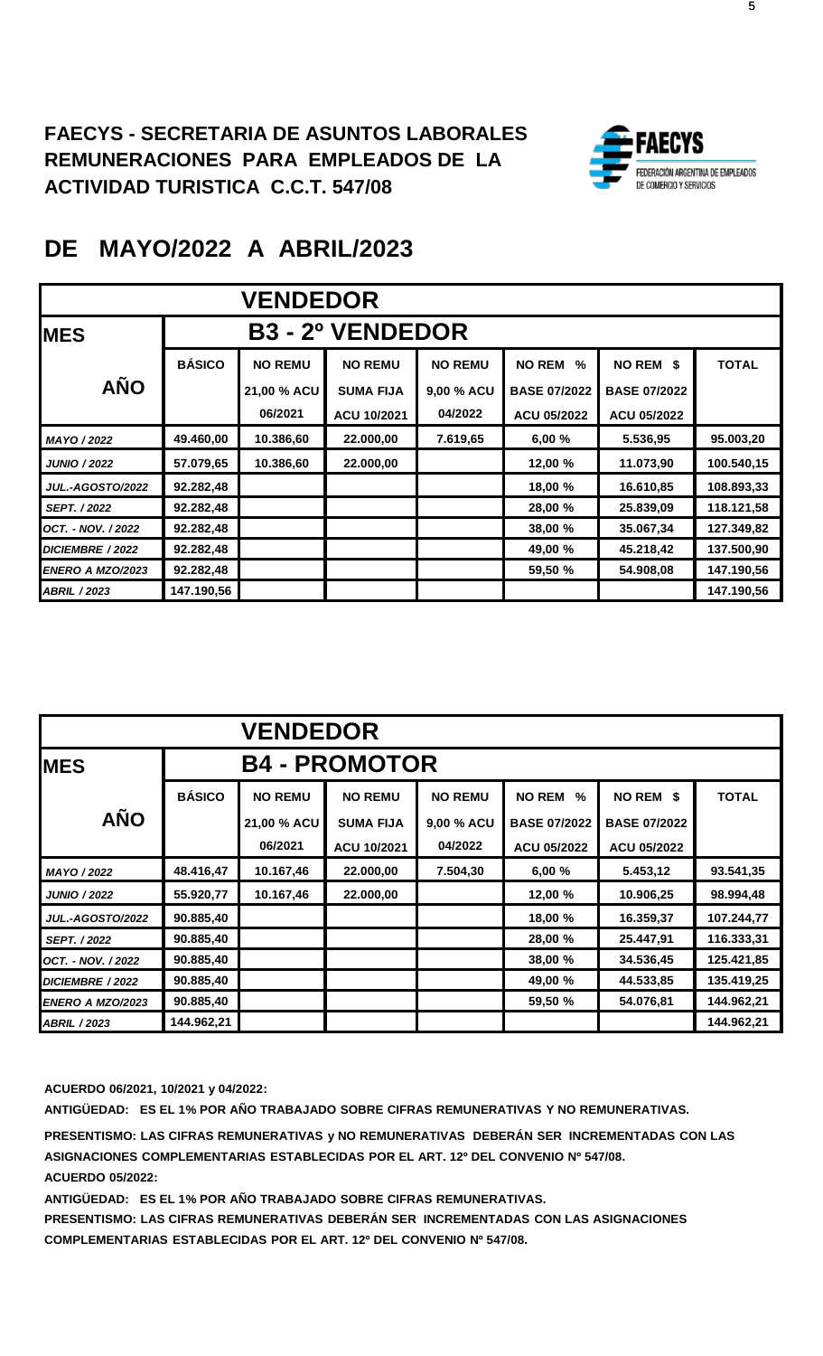# FAECYS - SECRETARIA DE ASUNTOS LABORALES
# REMUNERACIONES PARA EMPLEADOS DE LA ACTIVIDAD TURISTICA C.C.T. 547/08

FAECYS FEDERACIÓN ARGENTINA DE EMPLEADOS DE COMERCIO Y SERVICIOS

## DE MAYO/2022 A ABRIL/2023

| VENDEDOR | | | | | | | |
|---|---|---|---|---|---|---|---|
| **MES** | **B3 - 2º VENDEDOR** | | | | | | |
| **AÑO** | **BÁSICO** | **NO REMU 21,00 % ACU 06/2021** | **NO REMU SUMA FIJA ACU 10/2021** | **NO REMU 9,00 % ACU 04/2022** | **NO REM % BASE 07/2022 ACU 05/2022** | **NO REM $ BASE 07/2022 ACU 05/2022** | **TOTAL** |
| *MAYO / 2022* | 49.460,00 | 10.386,60 | 22.000,00 | 7.619,65 | 6,00 % | 5.536,95 | 95.003,20 |
| *JUNIO / 2022* | 57.079,65 | 10.386,60 | 22.000,00 | | 12,00 % | 11.073,90 | 100.540,15 |
| *JUL.-AGOSTO/2022* | 92.282,48 | | | | 18,00 % | 16.610,85 | 108.893,33 |
| *SEPT. / 2022* | 92.282,48 | | | | 28,00 % | 25.839,09 | 118.121,58 |
| *OCT. - NOV. / 2022* | 92.282,48 | | | | 38,00 % | 35.067,34 | 127.349,82 |
| *DICIEMBRE / 2022* | 92.282,48 | | | | 49,00 % | 45.218,42 | 137.500,90 |
| *ENERO A MZO/2023* | 92.282,48 | | | | 59,50 % | 54.908,08 | 147.190,56 |
| *ABRIL / 2023* | 147.190,56 | | | | | | 147.190,56 |

| VENDEDOR | | | | | | | |
|---|---|---|---|---|---|---|---|
| **MES** | **B4 - PROMOTOR** | | | | | | |
| **AÑO** | **BÁSICO** | **NO REMU 21,00 % ACU 06/2021** | **NO REMU SUMA FIJA ACU 10/2021** | **NO REMU 9,00 % ACU 04/2022** | **NO REM % BASE 07/2022 ACU 05/2022** | **NO REM $ BASE 07/2022 ACU 05/2022** | **TOTAL** |
| *MAYO / 2022* | 48.416,47 | 10.167,46 | 22.000,00 | 7.504,30 | 6,00 % | 5.453,12 | 93.541,35 |
| *JUNIO / 2022* | 55.920,77 | 10.167,46 | 22.000,00 | | 12,00 % | 10.906,25 | 98.994,48 |
| *JUL.-AGOSTO/2022* | 90.885,40 | | | | 18,00 % | 16.359,37 | 107.244,77 |
| *SEPT. / 2022* | 90.885,40 | | | | 28,00 % | 25.447,91 | 116.333,31 |
| *OCT. - NOV. / 2022* | 90.885,40 | | | | 38,00 % | 34.536,45 | 125.421,85 |
| *DICIEMBRE / 2022* | 90.885,40 | | | | 49,00 % | 44.533,85 | 135.419,25 |
| *ENERO A MZO/2023* | 90.885,40 | | | | 59,50 % | 54.076,81 | 144.962,21 |
| *ABRIL / 2023* | 144.962,21 | | | | | | 144.962,21 |

**ACUERDO 06/2021, 10/2021 y 04/2022:**

**ANTIGÜEDAD: ES EL 1% POR AÑO TRABAJADO SOBRE CIFRAS REMUNERATIVAS Y NO REMUNERATIVAS.**

**PRESENTISMO: LAS CIFRAS REMUNERATIVAS y NO REMUNERATIVAS DEBERÁN SER INCREMENTADAS CON LAS ASIGNACIONES COMPLEMENTARIAS ESTABLECIDAS POR EL ART. 12º DEL CONVENIO Nº 547/08.**

**ACUERDO 05/2022:**

**ANTIGÜEDAD: ES EL 1% POR AÑO TRABAJADO SOBRE CIFRAS REMUNERATIVAS.**

**PRESENTISMO: LAS CIFRAS REMUNERATIVAS DEBERÁN SER INCREMENTADAS CON LAS ASIGNACIONES COMPLEMENTARIAS ESTABLECIDAS POR EL ART. 12º DEL CONVENIO Nº 547/08.**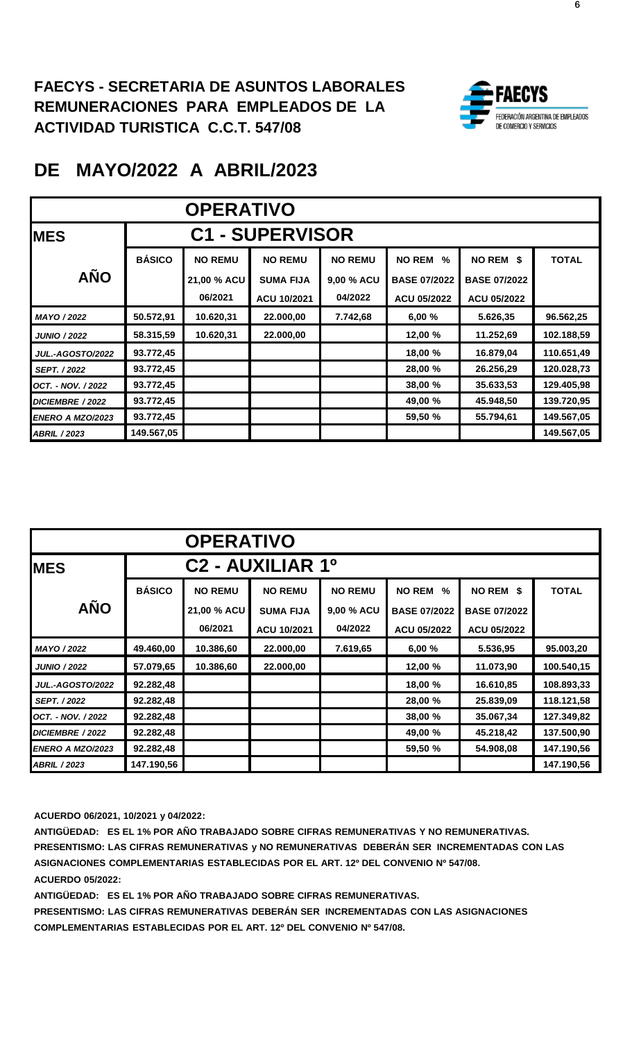# FAECYS - SECRETARIA DE ASUNTOS LABORALES
# REMUNERACIONES PARA EMPLEADOS DE LA ACTIVIDAD TURISTICA C.C.T. 547/08

FAECYS
FEDERACIÓN ARGENTINA DE EMPLEADOS DE COMERCIO Y SERVICIOS

## DE MAYO/2022 A ABRIL/2023

| OPERATIVO | | | | | | | |
|---|---|---|---|---|---|---|---|
| **MES** | **C1 - SUPERVISOR** | | | | | | |
| **AÑO** | **BÁSICO** | **NO REMU 21,00 % ACU 06/2021** | **NO REMU SUMA FIJA ACU 10/2021** | **NO REMU 9,00 % ACU 04/2022** | **NO REM % BASE 07/2022 ACU 05/2022** | **NO REM $ BASE 07/2022 ACU 05/2022** | **TOTAL** |
| *MAYO / 2022* | 50.572,91 | 10.620,31 | 22.000,00 | 7.742,68 | 6,00 % | 5.626,35 | 96.562,25 |
| *JUNIO / 2022* | 58.315,59 | 10.620,31 | 22.000,00 | | 12,00 % | 11.252,69 | 102.188,59 |
| *JUL.-AGOSTO/2022* | 93.772,45 | | | | 18,00 % | 16.879,04 | 110.651,49 |
| *SEPT. / 2022* | 93.772,45 | | | | 28,00 % | 26.256,29 | 120.028,73 |
| *OCT. - NOV. / 2022* | 93.772,45 | | | | 38,00 % | 35.633,53 | 129.405,98 |
| *DICIEMBRE / 2022* | 93.772,45 | | | | 49,00 % | 45.948,50 | 139.720,95 |
| *ENERO A MZO/2023* | 93.772,45 | | | | 59,50 % | 55.794,61 | 149.567,05 |
| *ABRIL / 2023* | 149.567,05 | | | | | | 149.567,05 |

| OPERATIVO | | | | | | | |
|---|---|---|---|---|---|---|---|
| **MES** | **C2 - AUXILIAR 1º** | | | | | | |
| **AÑO** | **BÁSICO** | **NO REMU 21,00 % ACU 06/2021** | **NO REMU SUMA FIJA ACU 10/2021** | **NO REMU 9,00 % ACU 04/2022** | **NO REM % BASE 07/2022 ACU 05/2022** | **NO REM $ BASE 07/2022 ACU 05/2022** | **TOTAL** |
| *MAYO / 2022* | 49.460,00 | 10.386,60 | 22.000,00 | 7.619,65 | 6,00 % | 5.536,95 | 95.003,20 |
| *JUNIO / 2022* | 57.079,65 | 10.386,60 | 22.000,00 | | 12,00 % | 11.073,90 | 100.540,15 |
| *JUL.-AGOSTO/2022* | 92.282,48 | | | | 18,00 % | 16.610,85 | 108.893,33 |
| *SEPT. / 2022* | 92.282,48 | | | | 28,00 % | 25.839,09 | 118.121,58 |
| *OCT. - NOV. / 2022* | 92.282,48 | | | | 38,00 % | 35.067,34 | 127.349,82 |
| *DICIEMBRE / 2022* | 92.282,48 | | | | 49,00 % | 45.218,42 | 137.500,90 |
| *ENERO A MZO/2023* | 92.282,48 | | | | 59,50 % | 54.908,08 | 147.190,56 |
| *ABRIL / 2023* | 147.190,56 | | | | | | 147.190,56 |

**ACUERDO 06/2021, 10/2021 y 04/2022:**

**ANTIGÜEDAD: ES EL 1% POR AÑO TRABAJADO SOBRE CIFRAS REMUNERATIVAS Y NO REMUNERATIVAS.**

**PRESENTISMO: LAS CIFRAS REMUNERATIVAS y NO REMUNERATIVAS DEBERÁN SER INCREMENTADAS CON LAS ASIGNACIONES COMPLEMENTARIAS ESTABLECIDAS POR EL ART. 12º DEL CONVENIO Nº 547/08.**

**ACUERDO 05/2022:**

**ANTIGÜEDAD: ES EL 1% POR AÑO TRABAJADO SOBRE CIFRAS REMUNERATIVAS.**

**PRESENTISMO: LAS CIFRAS REMUNERATIVAS DEBERÁN SER INCREMENTADAS CON LAS ASIGNACIONES COMPLEMENTARIAS ESTABLECIDAS POR EL ART. 12º DEL CONVENIO Nº 547/08.**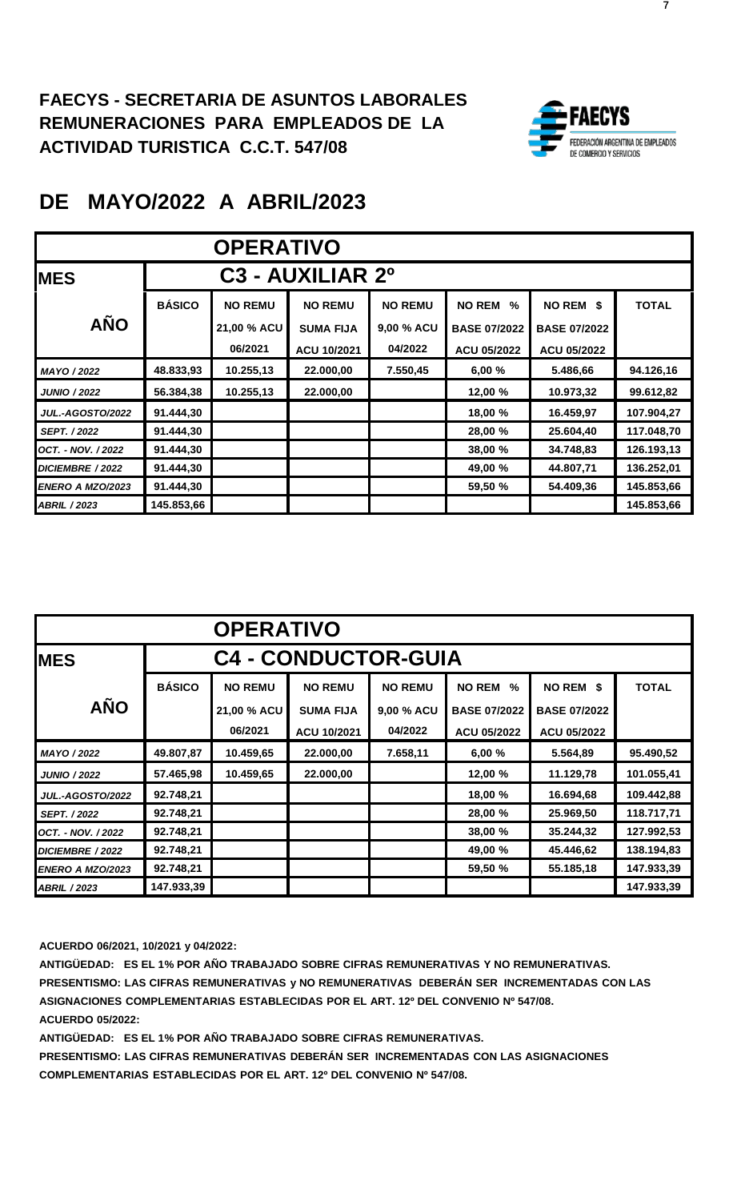**FAECYS - SECRETARIA DE ASUNTOS LABORALES**
**REMUNERACIONES PARA EMPLEADOS DE LA ACTIVIDAD TURISTICA C.C.T. 547/08**

FAECYS FEDERACIÓN ARGENTINA DE EMPLEADOS DE COMERCIO Y SERVICIOS

# DE MAYO/2022 A ABRIL/2023

| OPERATIVO | | | | | | | |
|---|---|---|---|---|---|---|---|
| **MES** | **C3 - AUXILIAR 2º** | | | | | | |
| **AÑO** | **BÁSICO** | **NO REMU 21,00 % ACU 06/2021** | **NO REMU SUMA FIJA ACU 10/2021** | **NO REMU 9,00 % ACU 04/2022** | **NO REM % BASE 07/2022 ACU 05/2022** | **NO REM $ BASE 07/2022 ACU 05/2022** | **TOTAL** |
| *MAYO / 2022* | 48.833,93 | 10.255,13 | 22.000,00 | 7.550,45 | 6,00 % | 5.486,66 | 94.126,16 |
| *JUNIO / 2022* | 56.384,38 | 10.255,13 | 22.000,00 | | 12,00 % | 10.973,32 | 99.612,82 |
| *JUL.-AGOSTO/2022* | 91.444,30 | | | | 18,00 % | 16.459,97 | 107.904,27 |
| *SEPT. / 2022* | 91.444,30 | | | | 28,00 % | 25.604,40 | 117.048,70 |
| *OCT. - NOV. / 2022* | 91.444,30 | | | | 38,00 % | 34.748,83 | 126.193,13 |
| *DICIEMBRE / 2022* | 91.444,30 | | | | 49,00 % | 44.807,71 | 136.252,01 |
| *ENERO A MZO/2023* | 91.444,30 | | | | 59,50 % | 54.409,36 | 145.853,66 |
| *ABRIL / 2023* | 145.853,66 | | | | | | 145.853,66 |

| OPERATIVO | | | | | | | |
|---|---|---|---|---|---|---|---|
| **MES** | **C4 - CONDUCTOR-GUIA** | | | | | | |
| **AÑO** | **BÁSICO** | **NO REMU 21,00 % ACU 06/2021** | **NO REMU SUMA FIJA ACU 10/2021** | **NO REMU 9,00 % ACU 04/2022** | **NO REM % BASE 07/2022 ACU 05/2022** | **NO REM $ BASE 07/2022 ACU 05/2022** | **TOTAL** |
| *MAYO / 2022* | 49.807,87 | 10.459,65 | 22.000,00 | 7.658,11 | 6,00 % | 5.564,89 | 95.490,52 |
| *JUNIO / 2022* | 57.465,98 | 10.459,65 | 22.000,00 | | 12,00 % | 11.129,78 | 101.055,41 |
| *JUL.-AGOSTO/2022* | 92.748,21 | | | | 18,00 % | 16.694,68 | 109.442,88 |
| *SEPT. / 2022* | 92.748,21 | | | | 28,00 % | 25.969,50 | 118.717,71 |
| *OCT. - NOV. / 2022* | 92.748,21 | | | | 38,00 % | 35.244,32 | 127.992,53 |
| *DICIEMBRE / 2022* | 92.748,21 | | | | 49,00 % | 45.446,62 | 138.194,83 |
| *ENERO A MZO/2023* | 92.748,21 | | | | 59,50 % | 55.185,18 | 147.933,39 |
| *ABRIL / 2023* | 147.933,39 | | | | | | 147.933,39 |

**ACUERDO 06/2021, 10/2021 y 04/2022:**
**ANTIGÜEDAD: ES EL 1% POR AÑO TRABAJADO SOBRE CIFRAS REMUNERATIVAS Y NO REMUNERATIVAS.**
**PRESENTISMO: LAS CIFRAS REMUNERATIVAS y NO REMUNERATIVAS DEBERÁN SER INCREMENTADAS CON LAS ASIGNACIONES COMPLEMENTARIAS ESTABLECIDAS POR EL ART. 12º DEL CONVENIO Nº 547/08.**
**ACUERDO 05/2022:**
**ANTIGÜEDAD: ES EL 1% POR AÑO TRABAJADO SOBRE CIFRAS REMUNERATIVAS.**
**PRESENTISMO: LAS CIFRAS REMUNERATIVAS DEBERÁN SER INCREMENTADAS CON LAS ASIGNACIONES COMPLEMENTARIAS ESTABLECIDAS POR EL ART. 12º DEL CONVENIO Nº 547/08.**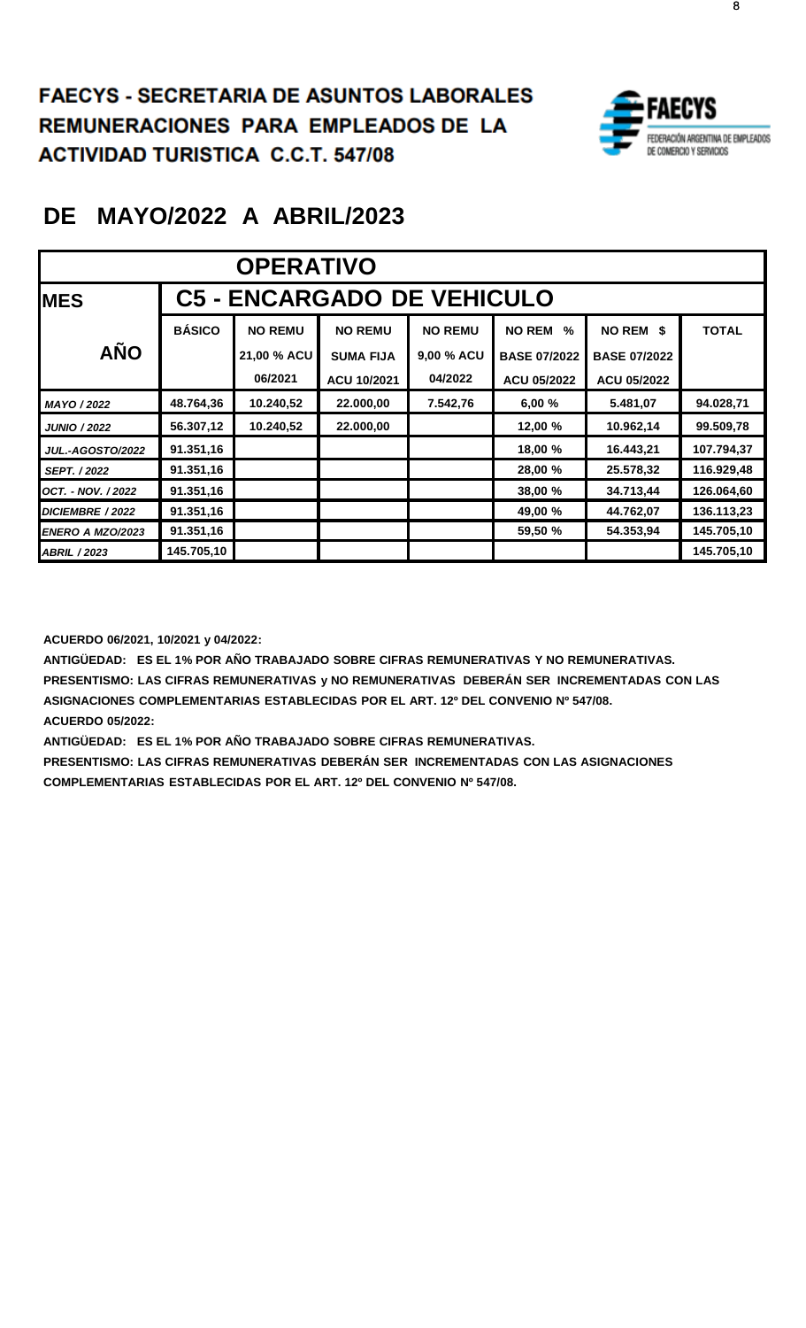# FAECYS - SECRETARIA DE ASUNTOS LABORALES
# REMUNERACIONES PARA EMPLEADOS DE LA ACTIVIDAD TURISTICA C.C.T. 547/08

FAECYS
FEDERACIÓN ARGENTINA DE EMPLEADOS DE COMERCIO Y SERVICIOS

## DE MAYO/2022 A ABRIL/2023

| OPERATIVO | | | | | | | |
|---|---|---|---|---|---|---|---|
| **MES** | **C5 - ENCARGADO DE VEHICULO** | | | | | | |
| **AÑO** | **BÁSICO** | **NO REMU 21,00 % ACU 06/2021** | **NO REMU SUMA FIJA ACU 10/2021** | **NO REMU 9,00 % ACU 04/2022** | **NO REM % BASE 07/2022 ACU 05/2022** | **NO REM $ BASE 07/2022 ACU 05/2022** | **TOTAL** |
| *MAYO / 2022* | 48.764,36 | 10.240,52 | 22.000,00 | 7.542,76 | 6,00 % | 5.481,07 | 94.028,71 |
| *JUNIO / 2022* | 56.307,12 | 10.240,52 | 22.000,00 | | 12,00 % | 10.962,14 | 99.509,78 |
| *JUL.-AGOSTO/2022* | 91.351,16 | | | | 18,00 % | 16.443,21 | 107.794,37 |
| *SEPT. / 2022* | 91.351,16 | | | | 28,00 % | 25.578,32 | 116.929,48 |
| *OCT. - NOV. / 2022* | 91.351,16 | | | | 38,00 % | 34.713,44 | 126.064,60 |
| *DICIEMBRE / 2022* | 91.351,16 | | | | 49,00 % | 44.762,07 | 136.113,23 |
| *ENERO A MZO/2023* | 91.351,16 | | | | 59,50 % | 54.353,94 | 145.705,10 |
| *ABRIL / 2023* | 145.705,10 | | | | | | 145.705,10 |

**ACUERDO 06/2021, 10/2021 y 04/2022:**

**ANTIGÜEDAD: ES EL 1% POR AÑO TRABAJADO SOBRE CIFRAS REMUNERATIVAS Y NO REMUNERATIVAS.**

**PRESENTISMO: LAS CIFRAS REMUNERATIVAS y NO REMUNERATIVAS DEBERÁN SER INCREMENTADAS CON LAS ASIGNACIONES COMPLEMENTARIAS ESTABLECIDAS POR EL ART. 12º DEL CONVENIO Nº 547/08.**

**ACUERDO 05/2022:**

**ANTIGÜEDAD: ES EL 1% POR AÑO TRABAJADO SOBRE CIFRAS REMUNERATIVAS.**

**PRESENTISMO: LAS CIFRAS REMUNERATIVAS DEBERÁN SER INCREMENTADAS CON LAS ASIGNACIONES COMPLEMENTARIAS ESTABLECIDAS POR EL ART. 12º DEL CONVENIO Nº 547/08.**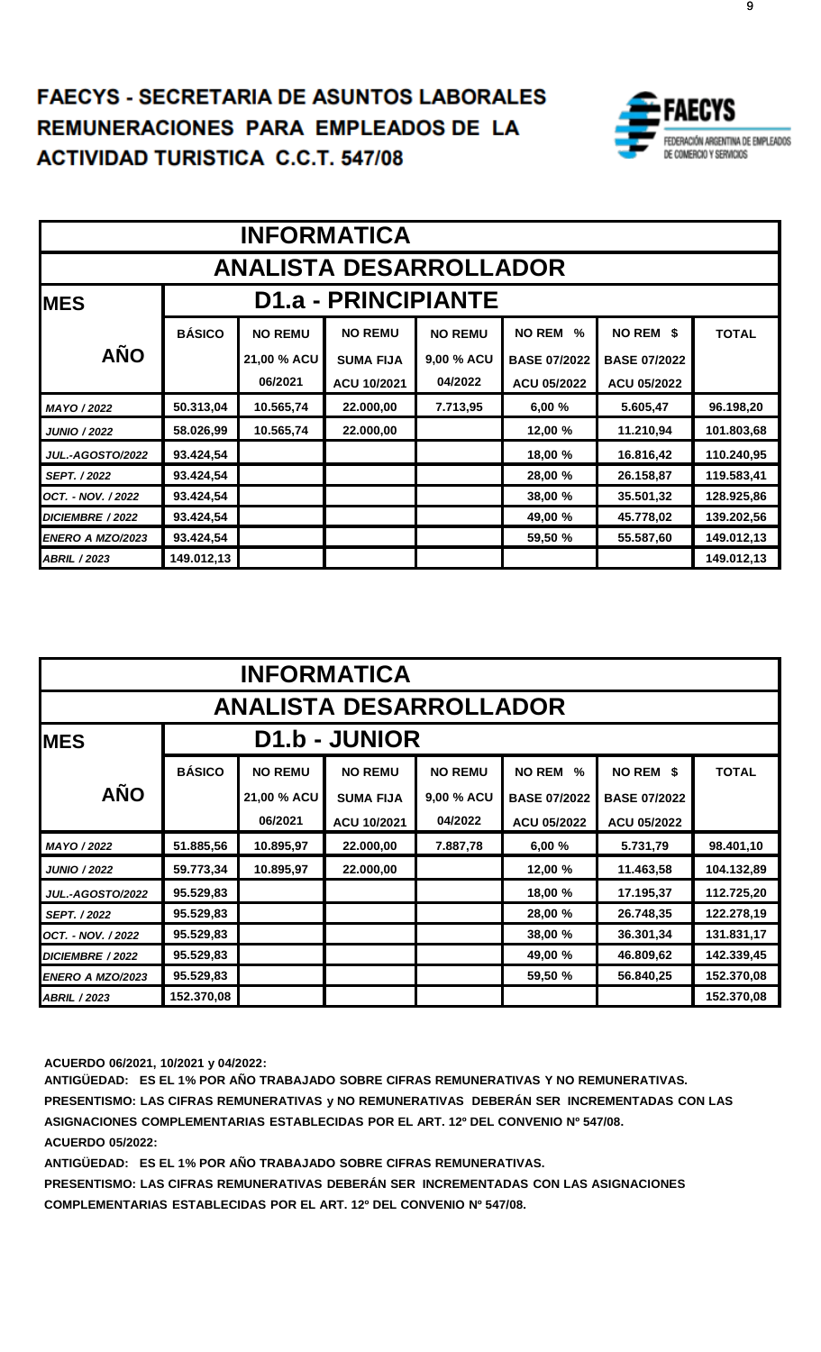# FAECYS - SECRETARIA DE ASUNTOS LABORALES REMUNERACIONES PARA EMPLEADOS DE LA ACTIVIDAD TURISTICA C.C.T. 547/08

FAECYS
FEDERACIÓN ARGENTINA DE EMPLEADOS DE COMERCIO Y SERVICIOS

## INFORMATICA
## ANALISTA DESARROLLADOR
### D1.a - PRINCIPIANTE

| MES AÑO | BÁSICO | NO REMU 21,00 % ACU 06/2021 | NO REMU SUMA FIJA ACU 10/2021 | NO REMU 9,00 % ACU 04/2022 | NO REM % BASE 07/2022 ACU 05/2022 | NO REM $ BASE 07/2022 ACU 05/2022 | TOTAL |
|---|---|---|---|---|---|---|---|
| *MAYO / 2022* | 50.313,04 | 10.565,74 | 22.000,00 | 7.713,95 | 6,00 % | 5.605,47 | 96.198,20 |
| *JUNIO / 2022* | 58.026,99 | 10.565,74 | 22.000,00 | | 12,00 % | 11.210,94 | 101.803,68 |
| *JUL.-AGOSTO/2022* | 93.424,54 | | | | 18,00 % | 16.816,42 | 110.240,95 |
| *SEPT. / 2022* | 93.424,54 | | | | 28,00 % | 26.158,87 | 119.583,41 |
| *OCT. - NOV. / 2022* | 93.424,54 | | | | 38,00 % | 35.501,32 | 128.925,86 |
| *DICIEMBRE / 2022* | 93.424,54 | | | | 49,00 % | 45.778,02 | 139.202,56 |
| *ENERO A MZO/2023* | 93.424,54 | | | | 59,50 % | 55.587,60 | 149.012,13 |
| *ABRIL / 2023* | 149.012,13 | | | | | | 149.012,13 |

## INFORMATICA
## ANALISTA DESARROLLADOR
### D1.b - JUNIOR

| MES AÑO | BÁSICO | NO REMU 21,00 % ACU 06/2021 | NO REMU SUMA FIJA ACU 10/2021 | NO REMU 9,00 % ACU 04/2022 | NO REM % BASE 07/2022 ACU 05/2022 | NO REM $ BASE 07/2022 ACU 05/2022 | TOTAL |
|---|---|---|---|---|---|---|---|
| *MAYO / 2022* | 51.885,56 | 10.895,97 | 22.000,00 | 7.887,78 | 6,00 % | 5.731,79 | 98.401,10 |
| *JUNIO / 2022* | 59.773,34 | 10.895,97 | 22.000,00 | | 12,00 % | 11.463,58 | 104.132,89 |
| *JUL.-AGOSTO/2022* | 95.529,83 | | | | 18,00 % | 17.195,37 | 112.725,20 |
| *SEPT. / 2022* | 95.529,83 | | | | 28,00 % | 26.748,35 | 122.278,19 |
| *OCT. - NOV. / 2022* | 95.529,83 | | | | 38,00 % | 36.301,34 | 131.831,17 |
| *DICIEMBRE / 2022* | 95.529,83 | | | | 49,00 % | 46.809,62 | 142.339,45 |
| *ENERO A MZO/2023* | 95.529,83 | | | | 59,50 % | 56.840,25 | 152.370,08 |
| *ABRIL / 2023* | 152.370,08 | | | | | | 152.370,08 |

**ACUERDO 06/2021, 10/2021 y 04/2022:**

**ANTIGÜEDAD: ES EL 1% POR AÑO TRABAJADO SOBRE CIFRAS REMUNERATIVAS Y NO REMUNERATIVAS.**

**PRESENTISMO: LAS CIFRAS REMUNERATIVAS y NO REMUNERATIVAS DEBERÁN SER INCREMENTADAS CON LAS ASIGNACIONES COMPLEMENTARIAS ESTABLECIDAS POR EL ART. 12º DEL CONVENIO Nº 547/08.**

**ACUERDO 05/2022:**

**ANTIGÜEDAD: ES EL 1% POR AÑO TRABAJADO SOBRE CIFRAS REMUNERATIVAS.**

**PRESENTISMO: LAS CIFRAS REMUNERATIVAS DEBERÁN SER INCREMENTADAS CON LAS ASIGNACIONES COMPLEMENTARIAS ESTABLECIDAS POR EL ART. 12º DEL CONVENIO Nº 547/08.**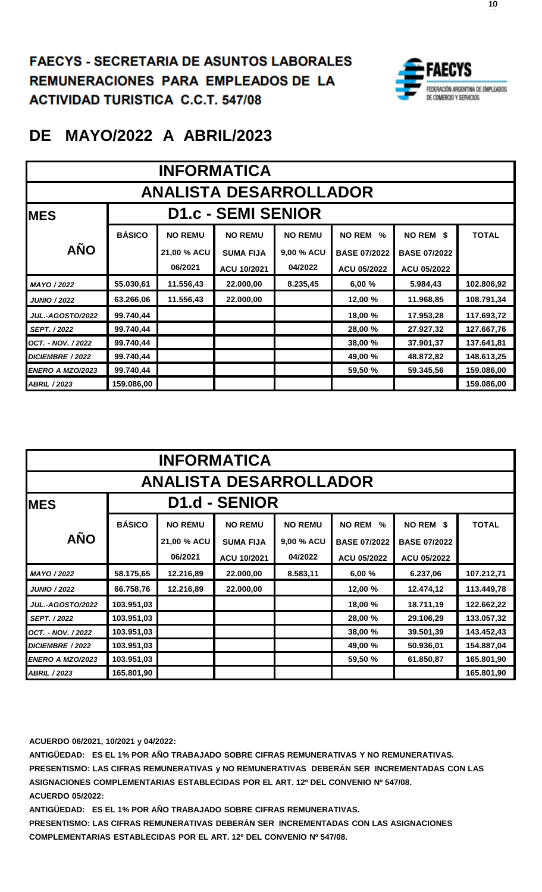**FAECYS - SECRETARIA DE ASUNTOS LABORALES**
**REMUNERACIONES PARA EMPLEADOS DE LA ACTIVIDAD TURISTICA C.C.T. 547/08**

# DE MAYO/2022 A ABRIL/2023

| INFORMATICA | | | | | | | |
|---|---|---|---|---|---|---|---|
| ANALISTA DESARROLLADOR | | | | | | | |
| MES | D1.c - SEMI SENIOR | | | | | | |
| AÑO | BÁSICO | NO REMU 21,00 % ACU 06/2021 | NO REMU SUMA FIJA ACU 10/2021 | NO REMU 9,00 % ACU 04/2022 | NO REM % BASE 07/2022 ACU 05/2022 | NO REM $ BASE 07/2022 ACU 05/2022 | TOTAL |
| MAYO / 2022 | 55.030,61 | 11.556,43 | 22.000,00 | 8.235,45 | 6,00 % | 5.984,43 | 102.806,92 |
| JUNIO / 2022 | 63.266,06 | 11.556,43 | 22.000,00 | | 12,00 % | 11.968,85 | 108.791,34 |
| JUL.-AGOSTO/2022 | 99.740,44 | | | | 18,00 % | 17.953,28 | 117.693,72 |
| SEPT. / 2022 | 99.740,44 | | | | 28,00 % | 27.927,32 | 127.667,76 |
| OCT. - NOV. / 2022 | 99.740,44 | | | | 38,00 % | 37.901,37 | 137.641,81 |
| DICIEMBRE / 2022 | 99.740,44 | | | | 49,00 % | 48.872,82 | 148.613,25 |
| ENERO A MZO/2023 | 99.740,44 | | | | 59,50 % | 59.345,56 | 159.086,00 |
| ABRIL / 2023 | 159.086,00 | | | | | | 159.086,00 |

| INFORMATICA | | | | | | | |
|---|---|---|---|---|---|---|---|
| ANALISTA DESARROLLADOR | | | | | | | |
| MES | D1.d - SENIOR | | | | | | |
| AÑO | BÁSICO | NO REMU 21,00 % ACU 06/2021 | NO REMU SUMA FIJA ACU 10/2021 | NO REMU 9,00 % ACU 04/2022 | NO REM % BASE 07/2022 ACU 05/2022 | NO REM $ BASE 07/2022 ACU 05/2022 | TOTAL |
| MAYO / 2022 | 58.175,65 | 12.216,89 | 22.000,00 | 8.583,11 | 6,00 % | 6.237,06 | 107.212,71 |
| JUNIO / 2022 | 66.758,76 | 12.216,89 | 22.000,00 | | 12,00 % | 12.474,12 | 113.449,78 |
| JUL.-AGOSTO/2022 | 103.951,03 | | | | 18,00 % | 18.711,19 | 122.662,22 |
| SEPT. / 2022 | 103.951,03 | | | | 28,00 % | 29.106,29 | 133.057,32 |
| OCT. - NOV. / 2022 | 103.951,03 | | | | 38,00 % | 39.501,39 | 143.452,43 |
| DICIEMBRE / 2022 | 103.951,03 | | | | 49,00 % | 50.936,01 | 154.887,04 |
| ENERO A MZO/2023 | 103.951,03 | | | | 59,50 % | 61.850,87 | 165.801,90 |
| ABRIL / 2023 | 165.801,90 | | | | | | 165.801,90 |

**ACUERDO 06/2021, 10/2021 y 04/2022:**

**ANTIGÜEDAD: ES EL 1% POR AÑO TRABAJADO SOBRE CIFRAS REMUNERATIVAS Y NO REMUNERATIVAS.**

**PRESENTISMO: LAS CIFRAS REMUNERATIVAS y NO REMUNERATIVAS DEBERÁN SER INCREMENTADAS CON LAS ASIGNACIONES COMPLEMENTARIAS ESTABLECIDAS POR EL ART. 12º DEL CONVENIO Nº 547/08.**

**ACUERDO 05/2022:**

**ANTIGÜEDAD: ES EL 1% POR AÑO TRABAJADO SOBRE CIFRAS REMUNERATIVAS.**

**PRESENTISMO: LAS CIFRAS REMUNERATIVAS DEBERÁN SER INCREMENTADAS CON LAS ASIGNACIONES COMPLEMENTARIAS ESTABLECIDAS POR EL ART. 12º DEL CONVENIO Nº 547/08.**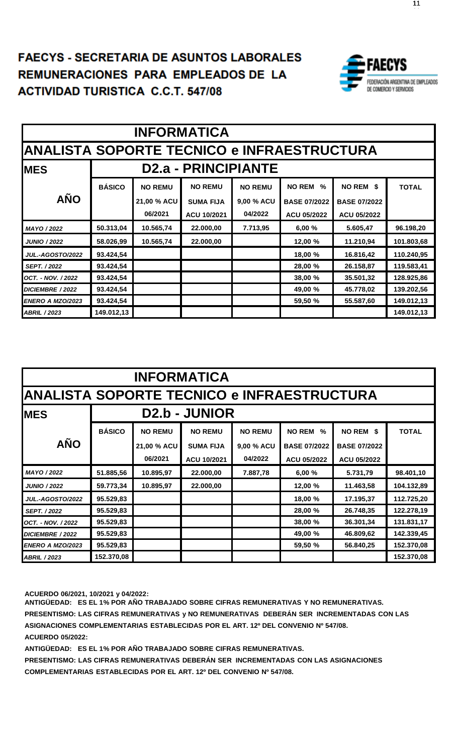# FAECYS - SECRETARIA DE ASUNTOS LABORALES REMUNERACIONES PARA EMPLEADOS DE LA ACTIVIDAD TURISTICA C.C.T. 547/08

FAECYS FEDERACIÓN ARGENTINA DE EMPLEADOS DE COMERCIO Y SERVICIOS

| INFORMATICA | | | | | | | |
|---|---|---|---|---|---|---|---|
| ANALISTA SOPORTE TECNICO e INFRAESTRUCTURA | | | | | | | |
| MES | D2.a - PRINCIPIANTE | | | | | | |
| AÑO | BÁSICO | NO REMU 21,00 % ACU 06/2021 | NO REMU SUMA FIJA ACU 10/2021 | NO REMU 9,00 % ACU 04/2022 | NO REM % BASE 07/2022 ACU 05/2022 | NO REM $ BASE 07/2022 ACU 05/2022 | TOTAL |
| *MAYO / 2022* | 50.313,04 | 10.565,74 | 22.000,00 | 7.713,95 | 6,00 % | 5.605,47 | 96.198,20 |
| *JUNIO / 2022* | 58.026,99 | 10.565,74 | 22.000,00 | | 12,00 % | 11.210,94 | 101.803,68 |
| *JUL.-AGOSTO/2022* | 93.424,54 | | | | 18,00 % | 16.816,42 | 110.240,95 |
| *SEPT. / 2022* | 93.424,54 | | | | 28,00 % | 26.158,87 | 119.583,41 |
| *OCT. - NOV. / 2022* | 93.424,54 | | | | 38,00 % | 35.501,32 | 128.925,86 |
| *DICIEMBRE / 2022* | 93.424,54 | | | | 49,00 % | 45.778,02 | 139.202,56 |
| *ENERO A MZO/2023* | 93.424,54 | | | | 59,50 % | 55.587,60 | 149.012,13 |
| *ABRIL / 2023* | 149.012,13 | | | | | | 149.012,13 |

| INFORMATICA | | | | | | | |
|---|---|---|---|---|---|---|---|
| ANALISTA SOPORTE TECNICO e INFRAESTRUCTURA | | | | | | | |
| MES | D2.b - JUNIOR | | | | | | |
| AÑO | BÁSICO | NO REMU 21,00 % ACU 06/2021 | NO REMU SUMA FIJA ACU 10/2021 | NO REMU 9,00 % ACU 04/2022 | NO REM % BASE 07/2022 ACU 05/2022 | NO REM $ BASE 07/2022 ACU 05/2022 | TOTAL |
| *MAYO / 2022* | 51.885,56 | 10.895,97 | 22.000,00 | 7.887,78 | 6,00 % | 5.731,79 | 98.401,10 |
| *JUNIO / 2022* | 59.773,34 | 10.895,97 | 22.000,00 | | 12,00 % | 11.463,58 | 104.132,89 |
| *JUL.-AGOSTO/2022* | 95.529,83 | | | | 18,00 % | 17.195,37 | 112.725,20 |
| *SEPT. / 2022* | 95.529,83 | | | | 28,00 % | 26.748,35 | 122.278,19 |
| *OCT. - NOV. / 2022* | 95.529,83 | | | | 38,00 % | 36.301,34 | 131.831,17 |
| *DICIEMBRE / 2022* | 95.529,83 | | | | 49,00 % | 46.809,62 | 142.339,45 |
| *ENERO A MZO/2023* | 95.529,83 | | | | 59,50 % | 56.840,25 | 152.370,08 |
| *ABRIL / 2023* | 152.370,08 | | | | | | 152.370,08 |

**ACUERDO 06/2021, 10/2021 y 04/2022:**

**ANTIGÜEDAD: ES EL 1% POR AÑO TRABAJADO SOBRE CIFRAS REMUNERATIVAS Y NO REMUNERATIVAS.**

**PRESENTISMO: LAS CIFRAS REMUNERATIVAS y NO REMUNERATIVAS DEBERÁN SER INCREMENTADAS CON LAS ASIGNACIONES COMPLEMENTARIAS ESTABLECIDAS POR EL ART. 12º DEL CONVENIO Nº 547/08.**

**ACUERDO 05/2022:**

**ANTIGÜEDAD: ES EL 1% POR AÑO TRABAJADO SOBRE CIFRAS REMUNERATIVAS.**

**PRESENTISMO: LAS CIFRAS REMUNERATIVAS DEBERÁN SER INCREMENTADAS CON LAS ASIGNACIONES COMPLEMENTARIAS ESTABLECIDAS POR EL ART. 12º DEL CONVENIO Nº 547/08.**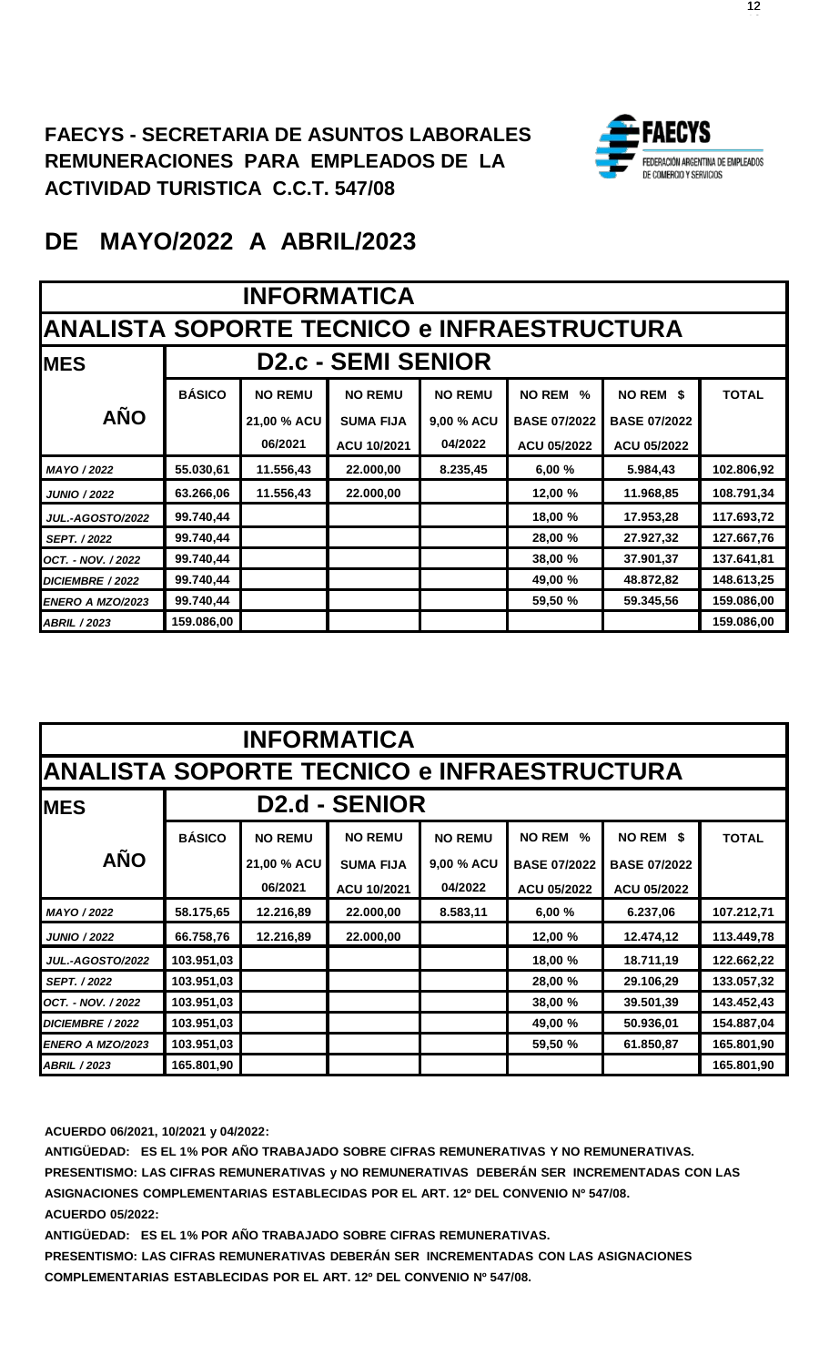**FAECYS - SECRETARIA DE ASUNTOS LABORALES**
**REMUNERACIONES PARA EMPLEADOS DE LA ACTIVIDAD TURISTICA C.C.T. 547/08**

# DE MAYO/2022 A ABRIL/2023

| INFORMATICA | | | | | | | |
|---|---|---|---|---|---|---|---|
| **ANALISTA SOPORTE TECNICO e INFRAESTRUCTURA** | | | | | | | |
| **MES** | **D2.c - SEMI SENIOR** | | | | | | |
| **AÑO** | **BÁSICO** | **NO REMU 21,00 % ACU 06/2021** | **NO REMU SUMA FIJA ACU 10/2021** | **NO REMU 9,00 % ACU 04/2022** | **NO REM % BASE 07/2022 ACU 05/2022** | **NO REM $ BASE 07/2022 ACU 05/2022** | **TOTAL** |
| *MAYO / 2022* | 55.030,61 | 11.556,43 | 22.000,00 | 8.235,45 | 6,00 % | 5.984,43 | 102.806,92 |
| *JUNIO / 2022* | 63.266,06 | 11.556,43 | 22.000,00 | | 12,00 % | 11.968,85 | 108.791,34 |
| *JUL.-AGOSTO/2022* | 99.740,44 | | | | 18,00 % | 17.953,28 | 117.693,72 |
| *SEPT. / 2022* | 99.740,44 | | | | 28,00 % | 27.927,32 | 127.667,76 |
| *OCT. - NOV. / 2022* | 99.740,44 | | | | 38,00 % | 37.901,37 | 137.641,81 |
| *DICIEMBRE / 2022* | 99.740,44 | | | | 49,00 % | 48.872,82 | 148.613,25 |
| *ENERO A MZO/2023* | 99.740,44 | | | | 59,50 % | 59.345,56 | 159.086,00 |
| *ABRIL / 2023* | 159.086,00 | | | | | | 159.086,00 |

| INFORMATICA | | | | | | | |
|---|---|---|---|---|---|---|---|
| **ANALISTA SOPORTE TECNICO e INFRAESTRUCTURA** | | | | | | | |
| **MES** | **D2.d - SENIOR** | | | | | | |
| **AÑO** | **BÁSICO** | **NO REMU 21,00 % ACU 06/2021** | **NO REMU SUMA FIJA ACU 10/2021** | **NO REMU 9,00 % ACU 04/2022** | **NO REM % BASE 07/2022 ACU 05/2022** | **NO REM $ BASE 07/2022 ACU 05/2022** | **TOTAL** |
| *MAYO / 2022* | 58.175,65 | 12.216,89 | 22.000,00 | 8.583,11 | 6,00 % | 6.237,06 | 107.212,71 |
| *JUNIO / 2022* | 66.758,76 | 12.216,89 | 22.000,00 | | 12,00 % | 12.474,12 | 113.449,78 |
| *JUL.-AGOSTO/2022* | 103.951,03 | | | | 18,00 % | 18.711,19 | 122.662,22 |
| *SEPT. / 2022* | 103.951,03 | | | | 28,00 % | 29.106,29 | 133.057,32 |
| *OCT. - NOV. / 2022* | 103.951,03 | | | | 38,00 % | 39.501,39 | 143.452,43 |
| *DICIEMBRE / 2022* | 103.951,03 | | | | 49,00 % | 50.936,01 | 154.887,04 |
| *ENERO A MZO/2023* | 103.951,03 | | | | 59,50 % | 61.850,87 | 165.801,90 |
| *ABRIL / 2023* | 165.801,90 | | | | | | 165.801,90 |

**ACUERDO 06/2021, 10/2021 y 04/2022:**

**ANTIGÜEDAD: ES EL 1% POR AÑO TRABAJADO SOBRE CIFRAS REMUNERATIVAS Y NO REMUNERATIVAS.**

**PRESENTISMO: LAS CIFRAS REMUNERATIVAS y NO REMUNERATIVAS DEBERÁN SER INCREMENTADAS CON LAS ASIGNACIONES COMPLEMENTARIAS ESTABLECIDAS POR EL ART. 12º DEL CONVENIO Nº 547/08.**

**ACUERDO 05/2022:**

**ANTIGÜEDAD: ES EL 1% POR AÑO TRABAJADO SOBRE CIFRAS REMUNERATIVAS.**

**PRESENTISMO: LAS CIFRAS REMUNERATIVAS DEBERÁN SER INCREMENTADAS CON LAS ASIGNACIONES COMPLEMENTARIAS ESTABLECIDAS POR EL ART. 12º DEL CONVENIO Nº 547/08.**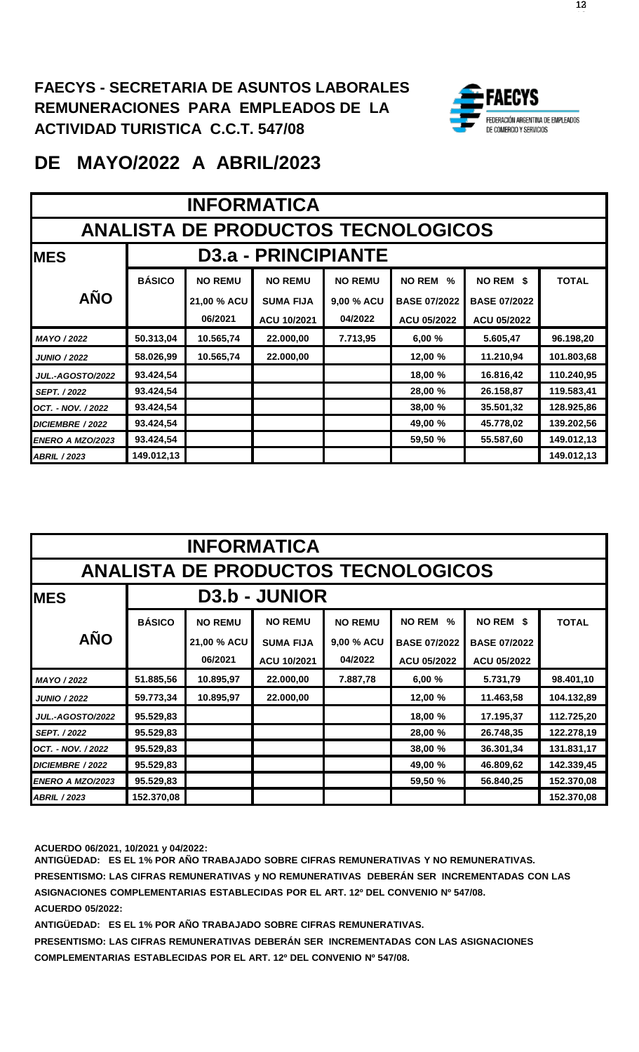# FAECYS - SECRETARIA DE ASUNTOS LABORALES
# REMUNERACIONES PARA EMPLEADOS DE LA ACTIVIDAD TURISTICA C.C.T. 547/08

FAECYS — FEDERACIÓN ARGENTINA DE EMPLEADOS DE COMERCIO Y SERVICIOS

## DE MAYO/2022 A ABRIL/2023

| INFORMATICA | | | | | | | |
|---|---|---|---|---|---|---|---|
| ANALISTA DE PRODUCTOS TECNOLOGICOS | | | | | | | |
| MES | D3.a - PRINCIPIANTE | | | | | | |
| AÑO | BÁSICO | NO REMU 21,00 % ACU 06/2021 | NO REMU SUMA FIJA ACU 10/2021 | NO REMU 9,00 % ACU 04/2022 | NO REM % BASE 07/2022 ACU 05/2022 | NO REM $ BASE 07/2022 ACU 05/2022 | TOTAL |
| *MAYO / 2022* | 50.313,04 | 10.565,74 | 22.000,00 | 7.713,95 | 6,00 % | 5.605,47 | 96.198,20 |
| *JUNIO / 2022* | 58.026,99 | 10.565,74 | 22.000,00 | | 12,00 % | 11.210,94 | 101.803,68 |
| *JUL.-AGOSTO/2022* | 93.424,54 | | | | 18,00 % | 16.816,42 | 110.240,95 |
| *SEPT. / 2022* | 93.424,54 | | | | 28,00 % | 26.158,87 | 119.583,41 |
| *OCT. - NOV. / 2022* | 93.424,54 | | | | 38,00 % | 35.501,32 | 128.925,86 |
| *DICIEMBRE / 2022* | 93.424,54 | | | | 49,00 % | 45.778,02 | 139.202,56 |
| *ENERO A MZO/2023* | 93.424,54 | | | | 59,50 % | 55.587,60 | 149.012,13 |
| *ABRIL / 2023* | 149.012,13 | | | | | | 149.012,13 |

| INFORMATICA | | | | | | | |
|---|---|---|---|---|---|---|---|
| ANALISTA DE PRODUCTOS TECNOLOGICOS | | | | | | | |
| MES | D3.b - JUNIOR | | | | | | |
| AÑO | BÁSICO | NO REMU 21,00 % ACU 06/2021 | NO REMU SUMA FIJA ACU 10/2021 | NO REMU 9,00 % ACU 04/2022 | NO REM % BASE 07/2022 ACU 05/2022 | NO REM $ BASE 07/2022 ACU 05/2022 | TOTAL |
| *MAYO / 2022* | 51.885,56 | 10.895,97 | 22.000,00 | 7.887,78 | 6,00 % | 5.731,79 | 98.401,10 |
| *JUNIO / 2022* | 59.773,34 | 10.895,97 | 22.000,00 | | 12,00 % | 11.463,58 | 104.132,89 |
| *JUL.-AGOSTO/2022* | 95.529,83 | | | | 18,00 % | 17.195,37 | 112.725,20 |
| *SEPT. / 2022* | 95.529,83 | | | | 28,00 % | 26.748,35 | 122.278,19 |
| *OCT. - NOV. / 2022* | 95.529,83 | | | | 38,00 % | 36.301,34 | 131.831,17 |
| *DICIEMBRE / 2022* | 95.529,83 | | | | 49,00 % | 46.809,62 | 142.339,45 |
| *ENERO A MZO/2023* | 95.529,83 | | | | 59,50 % | 56.840,25 | 152.370,08 |
| *ABRIL / 2023* | 152.370,08 | | | | | | 152.370,08 |

**ACUERDO 06/2021, 10/2021 y 04/2022:**

**ANTIGÜEDAD: ES EL 1% POR AÑO TRABAJADO SOBRE CIFRAS REMUNERATIVAS Y NO REMUNERATIVAS.**

**PRESENTISMO: LAS CIFRAS REMUNERATIVAS y NO REMUNERATIVAS DEBERÁN SER INCREMENTADAS CON LAS ASIGNACIONES COMPLEMENTARIAS ESTABLECIDAS POR EL ART. 12º DEL CONVENIO Nº 547/08.**

**ACUERDO 05/2022:**

**ANTIGÜEDAD: ES EL 1% POR AÑO TRABAJADO SOBRE CIFRAS REMUNERATIVAS.**

**PRESENTISMO: LAS CIFRAS REMUNERATIVAS DEBERÁN SER INCREMENTADAS CON LAS ASIGNACIONES COMPLEMENTARIAS ESTABLECIDAS POR EL ART. 12º DEL CONVENIO Nº 547/08.**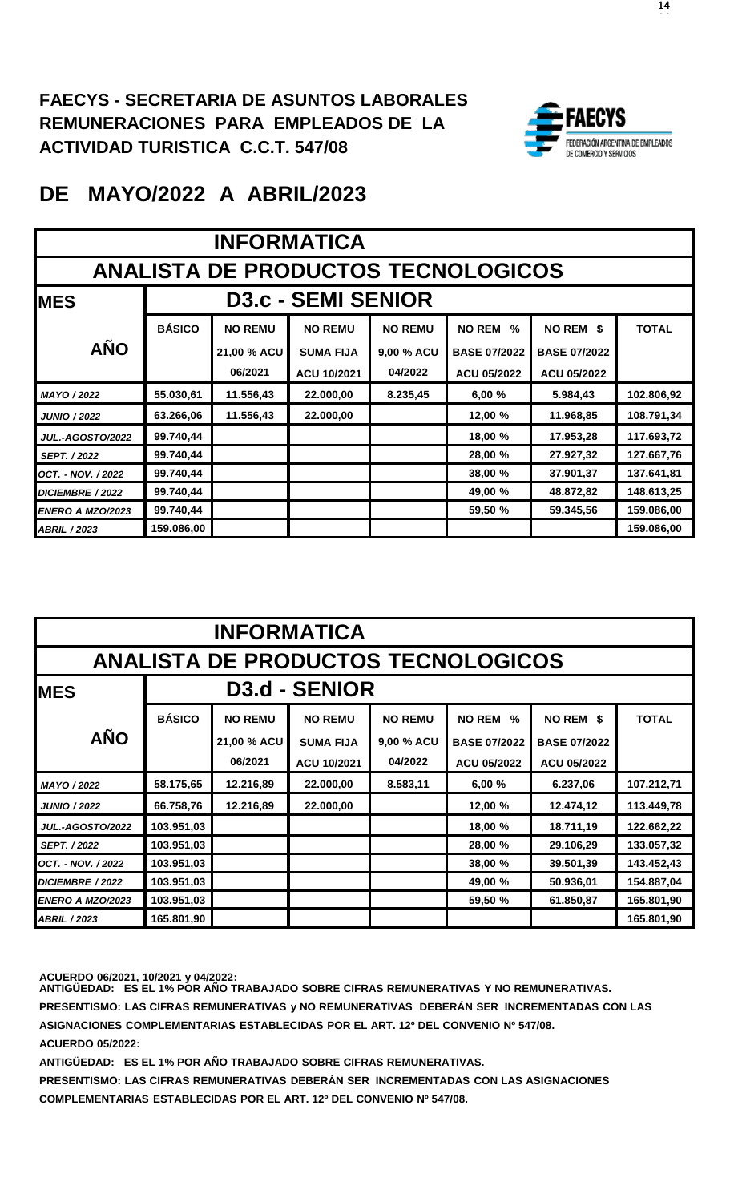**FAECYS - SECRETARIA DE ASUNTOS LABORALES**
**REMUNERACIONES PARA EMPLEADOS DE LA ACTIVIDAD TURISTICA C.C.T. 547/08**

FAECYS
FEDERACIÓN ARGENTINA DE EMPLEADOS DE COMERCIO Y SERVICIOS

# DE MAYO/2022 A ABRIL/2023

| INFORMATICA | | | | | | | |
|---|---|---|---|---|---|---|---|
| **ANALISTA DE PRODUCTOS TECNOLOGICOS** | | | | | | | |
| **MES** | **D3.c - SEMI SENIOR** | | | | | | |
| **AÑO** | **BÁSICO** | **NO REMU 21,00 % ACU 06/2021** | **NO REMU SUMA FIJA ACU 10/2021** | **NO REMU 9,00 % ACU 04/2022** | **NO REM % BASE 07/2022 ACU 05/2022** | **NO REM $ BASE 07/2022 ACU 05/2022** | **TOTAL** |
| *MAYO / 2022* | 55.030,61 | 11.556,43 | 22.000,00 | 8.235,45 | 6,00 % | 5.984,43 | 102.806,92 |
| *JUNIO / 2022* | 63.266,06 | 11.556,43 | 22.000,00 | | 12,00 % | 11.968,85 | 108.791,34 |
| *JUL.-AGOSTO/2022* | 99.740,44 | | | | 18,00 % | 17.953,28 | 117.693,72 |
| *SEPT. / 2022* | 99.740,44 | | | | 28,00 % | 27.927,32 | 127.667,76 |
| *OCT. - NOV. / 2022* | 99.740,44 | | | | 38,00 % | 37.901,37 | 137.641,81 |
| *DICIEMBRE / 2022* | 99.740,44 | | | | 49,00 % | 48.872,82 | 148.613,25 |
| *ENERO A MZO/2023* | 99.740,44 | | | | 59,50 % | 59.345,56 | 159.086,00 |
| *ABRIL / 2023* | 159.086,00 | | | | | | 159.086,00 |

| INFORMATICA | | | | | | | |
|---|---|---|---|---|---|---|---|
| **ANALISTA DE PRODUCTOS TECNOLOGICOS** | | | | | | | |
| **MES** | **D3.d - SENIOR** | | | | | | |
| **AÑO** | **BÁSICO** | **NO REMU 21,00 % ACU 06/2021** | **NO REMU SUMA FIJA ACU 10/2021** | **NO REMU 9,00 % ACU 04/2022** | **NO REM % BASE 07/2022 ACU 05/2022** | **NO REM $ BASE 07/2022 ACU 05/2022** | **TOTAL** |
| *MAYO / 2022* | 58.175,65 | 12.216,89 | 22.000,00 | 8.583,11 | 6,00 % | 6.237,06 | 107.212,71 |
| *JUNIO / 2022* | 66.758,76 | 12.216,89 | 22.000,00 | | 12,00 % | 12.474,12 | 113.449,78 |
| *JUL.-AGOSTO/2022* | 103.951,03 | | | | 18,00 % | 18.711,19 | 122.662,22 |
| *SEPT. / 2022* | 103.951,03 | | | | 28,00 % | 29.106,29 | 133.057,32 |
| *OCT. - NOV. / 2022* | 103.951,03 | | | | 38,00 % | 39.501,39 | 143.452,43 |
| *DICIEMBRE / 2022* | 103.951,03 | | | | 49,00 % | 50.936,01 | 154.887,04 |
| *ENERO A MZO/2023* | 103.951,03 | | | | 59,50 % | 61.850,87 | 165.801,90 |
| *ABRIL / 2023* | 165.801,90 | | | | | | 165.801,90 |

**ACUERDO 06/2021, 10/2021 y 04/2022:**
**ANTIGÜEDAD: ES EL 1% POR AÑO TRABAJADO SOBRE CIFRAS REMUNERATIVAS Y NO REMUNERATIVAS.**
**PRESENTISMO: LAS CIFRAS REMUNERATIVAS y NO REMUNERATIVAS DEBERÁN SER INCREMENTADAS CON LAS ASIGNACIONES COMPLEMENTARIAS ESTABLECIDAS POR EL ART. 12º DEL CONVENIO Nº 547/08.**
**ACUERDO 05/2022:**
**ANTIGÜEDAD: ES EL 1% POR AÑO TRABAJADO SOBRE CIFRAS REMUNERATIVAS.**
**PRESENTISMO: LAS CIFRAS REMUNERATIVAS DEBERÁN SER INCREMENTADAS CON LAS ASIGNACIONES COMPLEMENTARIAS ESTABLECIDAS POR EL ART. 12º DEL CONVENIO Nº 547/08.**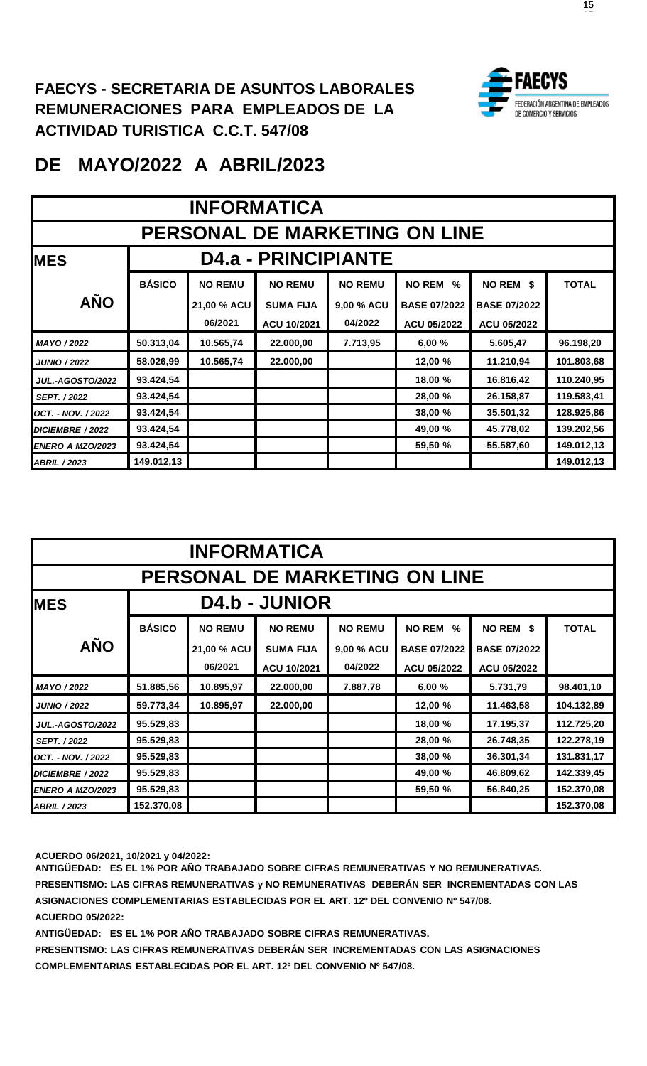# FAECYS - SECRETARIA DE ASUNTOS LABORALES
# REMUNERACIONES PARA EMPLEADOS DE LA ACTIVIDAD TURISTICA C.C.T. 547/08

## DE MAYO/2022 A ABRIL/2023

| INFORMATICA | | | | | | | |
|---|---|---|---|---|---|---|---|
| PERSONAL DE MARKETING ON LINE | | | | | | | |
| MES | D4.a - PRINCIPIANTE | | | | | | |
| AÑO | BÁSICO | NO REMU 21,00 % ACU 06/2021 | NO REMU SUMA FIJA ACU 10/2021 | NO REMU 9,00 % ACU 04/2022 | NO REM % BASE 07/2022 ACU 05/2022 | NO REM $ BASE 07/2022 ACU 05/2022 | TOTAL |
| *MAYO / 2022* | 50.313,04 | 10.565,74 | 22.000,00 | 7.713,95 | 6,00 % | 5.605,47 | 96.198,20 |
| *JUNIO / 2022* | 58.026,99 | 10.565,74 | 22.000,00 | | 12,00 % | 11.210,94 | 101.803,68 |
| *JUL.-AGOSTO/2022* | 93.424,54 | | | | 18,00 % | 16.816,42 | 110.240,95 |
| *SEPT. / 2022* | 93.424,54 | | | | 28,00 % | 26.158,87 | 119.583,41 |
| *OCT. - NOV. / 2022* | 93.424,54 | | | | 38,00 % | 35.501,32 | 128.925,86 |
| *DICIEMBRE / 2022* | 93.424,54 | | | | 49,00 % | 45.778,02 | 139.202,56 |
| *ENERO A MZO/2023* | 93.424,54 | | | | 59,50 % | 55.587,60 | 149.012,13 |
| *ABRIL / 2023* | 149.012,13 | | | | | | 149.012,13 |

| INFORMATICA | | | | | | | |
|---|---|---|---|---|---|---|---|
| PERSONAL DE MARKETING ON LINE | | | | | | | |
| MES | D4.b - JUNIOR | | | | | | |
| AÑO | BÁSICO | NO REMU 21,00 % ACU 06/2021 | NO REMU SUMA FIJA ACU 10/2021 | NO REMU 9,00 % ACU 04/2022 | NO REM % BASE 07/2022 ACU 05/2022 | NO REM $ BASE 07/2022 ACU 05/2022 | TOTAL |
| *MAYO / 2022* | 51.885,56 | 10.895,97 | 22.000,00 | 7.887,78 | 6,00 % | 5.731,79 | 98.401,10 |
| *JUNIO / 2022* | 59.773,34 | 10.895,97 | 22.000,00 | | 12,00 % | 11.463,58 | 104.132,89 |
| *JUL.-AGOSTO/2022* | 95.529,83 | | | | 18,00 % | 17.195,37 | 112.725,20 |
| *SEPT. / 2022* | 95.529,83 | | | | 28,00 % | 26.748,35 | 122.278,19 |
| *OCT. - NOV. / 2022* | 95.529,83 | | | | 38,00 % | 36.301,34 | 131.831,17 |
| *DICIEMBRE / 2022* | 95.529,83 | | | | 49,00 % | 46.809,62 | 142.339,45 |
| *ENERO A MZO/2023* | 95.529,83 | | | | 59,50 % | 56.840,25 | 152.370,08 |
| *ABRIL / 2023* | 152.370,08 | | | | | | 152.370,08 |

**ACUERDO 06/2021, 10/2021 y 04/2022:**

**ANTIGÜEDAD: ES EL 1% POR AÑO TRABAJADO SOBRE CIFRAS REMUNERATIVAS Y NO REMUNERATIVAS.**

**PRESENTISMO: LAS CIFRAS REMUNERATIVAS y NO REMUNERATIVAS DEBERÁN SER INCREMENTADAS CON LAS ASIGNACIONES COMPLEMENTARIAS ESTABLECIDAS POR EL ART. 12º DEL CONVENIO Nº 547/08.**

**ACUERDO 05/2022:**

**ANTIGÜEDAD: ES EL 1% POR AÑO TRABAJADO SOBRE CIFRAS REMUNERATIVAS.**

**PRESENTISMO: LAS CIFRAS REMUNERATIVAS DEBERÁN SER INCREMENTADAS CON LAS ASIGNACIONES COMPLEMENTARIAS ESTABLECIDAS POR EL ART. 12º DEL CONVENIO Nº 547/08.**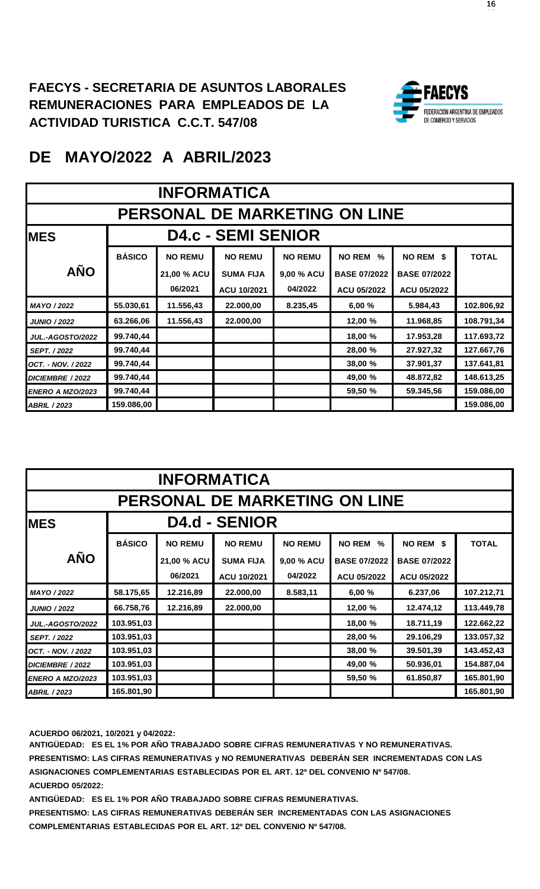# FAECYS - SECRETARIA DE ASUNTOS LABORALES
# REMUNERACIONES PARA EMPLEADOS DE LA ACTIVIDAD TURISTICA C.C.T. 547/08

FAECYS FEDERACIÓN ARGENTINA DE EMPLEADOS DE COMERCIO Y SERVICIOS

## DE MAYO/2022 A ABRIL/2023

| INFORMATICA | | | | | | | |
|---|---|---|---|---|---|---|---|
| PERSONAL DE MARKETING ON LINE | | | | | | | |
| MES | D4.c - SEMI SENIOR | | | | | | |
| AÑO | BÁSICO | NO REMU 21,00 % ACU 06/2021 | NO REMU SUMA FIJA ACU 10/2021 | NO REMU 9,00 % ACU 04/2022 | NO REM % BASE 07/2022 ACU 05/2022 | NO REM $ BASE 07/2022 ACU 05/2022 | TOTAL |
| *MAYO / 2022* | 55.030,61 | 11.556,43 | 22.000,00 | 8.235,45 | 6,00 % | 5.984,43 | 102.806,92 |
| *JUNIO / 2022* | 63.266,06 | 11.556,43 | 22.000,00 | | 12,00 % | 11.968,85 | 108.791,34 |
| *JUL.-AGOSTO/2022* | 99.740,44 | | | | 18,00 % | 17.953,28 | 117.693,72 |
| *SEPT. / 2022* | 99.740,44 | | | | 28,00 % | 27.927,32 | 127.667,76 |
| *OCT. - NOV. / 2022* | 99.740,44 | | | | 38,00 % | 37.901,37 | 137.641,81 |
| *DICIEMBRE / 2022* | 99.740,44 | | | | 49,00 % | 48.872,82 | 148.613,25 |
| *ENERO A MZO/2023* | 99.740,44 | | | | 59,50 % | 59.345,56 | 159.086,00 |
| *ABRIL / 2023* | 159.086,00 | | | | | | 159.086,00 |

| INFORMATICA | | | | | | | |
|---|---|---|---|---|---|---|---|
| PERSONAL DE MARKETING ON LINE | | | | | | | |
| MES | D4.d - SENIOR | | | | | | |
| AÑO | BÁSICO | NO REMU 21,00 % ACU 06/2021 | NO REMU SUMA FIJA ACU 10/2021 | NO REMU 9,00 % ACU 04/2022 | NO REM % BASE 07/2022 ACU 05/2022 | NO REM $ BASE 07/2022 ACU 05/2022 | TOTAL |
| *MAYO / 2022* | 58.175,65 | 12.216,89 | 22.000,00 | 8.583,11 | 6,00 % | 6.237,06 | 107.212,71 |
| *JUNIO / 2022* | 66.758,76 | 12.216,89 | 22.000,00 | | 12,00 % | 12.474,12 | 113.449,78 |
| *JUL.-AGOSTO/2022* | 103.951,03 | | | | 18,00 % | 18.711,19 | 122.662,22 |
| *SEPT. / 2022* | 103.951,03 | | | | 28,00 % | 29.106,29 | 133.057,32 |
| *OCT. - NOV. / 2022* | 103.951,03 | | | | 38,00 % | 39.501,39 | 143.452,43 |
| *DICIEMBRE / 2022* | 103.951,03 | | | | 49,00 % | 50.936,01 | 154.887,04 |
| *ENERO A MZO/2023* | 103.951,03 | | | | 59,50 % | 61.850,87 | 165.801,90 |
| *ABRIL / 2023* | 165.801,90 | | | | | | 165.801,90 |

**ACUERDO 06/2021, 10/2021 y 04/2022:**
**ANTIGÜEDAD: ES EL 1% POR AÑO TRABAJADO SOBRE CIFRAS REMUNERATIVAS Y NO REMUNERATIVAS.**
**PRESENTISMO: LAS CIFRAS REMUNERATIVAS y NO REMUNERATIVAS DEBERÁN SER INCREMENTADAS CON LAS ASIGNACIONES COMPLEMENTARIAS ESTABLECIDAS POR EL ART. 12º DEL CONVENIO Nº 547/08.**
**ACUERDO 05/2022:**
**ANTIGÜEDAD: ES EL 1% POR AÑO TRABAJADO SOBRE CIFRAS REMUNERATIVAS.**
**PRESENTISMO: LAS CIFRAS REMUNERATIVAS DEBERÁN SER INCREMENTADAS CON LAS ASIGNACIONES COMPLEMENTARIAS ESTABLECIDAS POR EL ART. 12º DEL CONVENIO Nº 547/08.**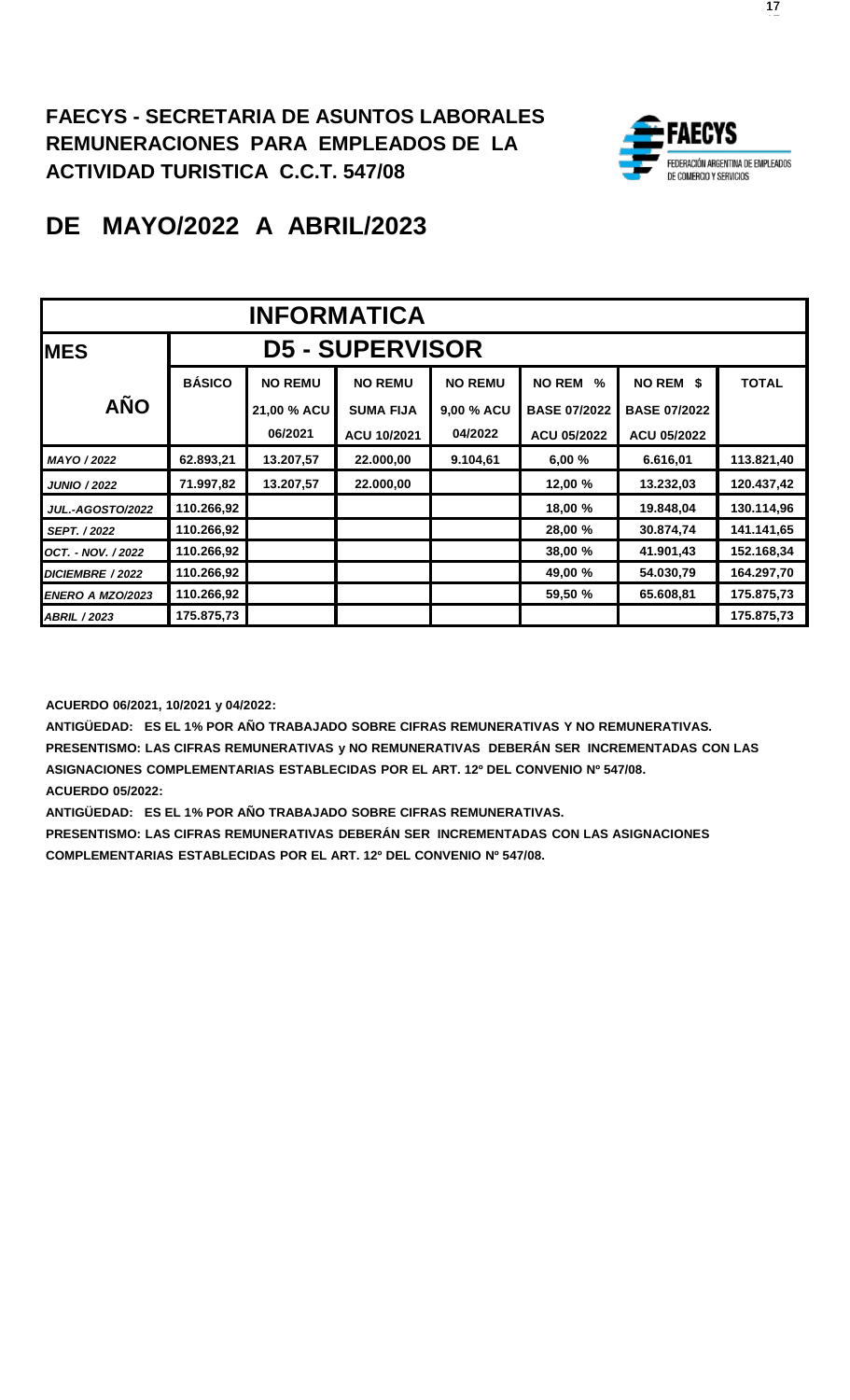# FAECYS - SECRETARIA DE ASUNTOS LABORALES
# REMUNERACIONES PARA EMPLEADOS DE LA ACTIVIDAD TURISTICA C.C.T. 547/08

FEDERACIÓN ARGENTINA DE EMPLEADOS DE COMERCIO Y SERVICIOS

## DE MAYO/2022 A ABRIL/2023

| INFORMATICA | | | | | | | |
|---|---|---|---|---|---|---|---|
| **MES** | **D5 - SUPERVISOR** | | | | | | |
| **AÑO** | **BÁSICO** | **NO REMU 21,00 % ACU 06/2021** | **NO REMU SUMA FIJA ACU 10/2021** | **NO REMU 9,00 % ACU 04/2022** | **NO REM % BASE 07/2022 ACU 05/2022** | **NO REM $ BASE 07/2022 ACU 05/2022** | **TOTAL** |
| *MAYO / 2022* | 62.893,21 | 13.207,57 | 22.000,00 | 9.104,61 | 6,00 % | 6.616,01 | 113.821,40 |
| *JUNIO / 2022* | 71.997,82 | 13.207,57 | 22.000,00 | | 12,00 % | 13.232,03 | 120.437,42 |
| *JUL.-AGOSTO/2022* | 110.266,92 | | | | 18,00 % | 19.848,04 | 130.114,96 |
| *SEPT. / 2022* | 110.266,92 | | | | 28,00 % | 30.874,74 | 141.141,65 |
| *OCT. - NOV. / 2022* | 110.266,92 | | | | 38,00 % | 41.901,43 | 152.168,34 |
| *DICIEMBRE / 2022* | 110.266,92 | | | | 49,00 % | 54.030,79 | 164.297,70 |
| *ENERO A MZO/2023* | 110.266,92 | | | | 59,50 % | 65.608,81 | 175.875,73 |
| *ABRIL / 2023* | 175.875,73 | | | | | | 175.875,73 |

**ACUERDO 06/2021, 10/2021 y 04/2022:**

**ANTIGÜEDAD: ES EL 1% POR AÑO TRABAJADO SOBRE CIFRAS REMUNERATIVAS Y NO REMUNERATIVAS.**

**PRESENTISMO: LAS CIFRAS REMUNERATIVAS y NO REMUNERATIVAS DEBERÁN SER INCREMENTADAS CON LAS ASIGNACIONES COMPLEMENTARIAS ESTABLECIDAS POR EL ART. 12º DEL CONVENIO Nº 547/08.**

**ACUERDO 05/2022:**

**ANTIGÜEDAD: ES EL 1% POR AÑO TRABAJADO SOBRE CIFRAS REMUNERATIVAS.**

**PRESENTISMO: LAS CIFRAS REMUNERATIVAS DEBERÁN SER INCREMENTADAS CON LAS ASIGNACIONES COMPLEMENTARIAS ESTABLECIDAS POR EL ART. 12º DEL CONVENIO Nº 547/08.**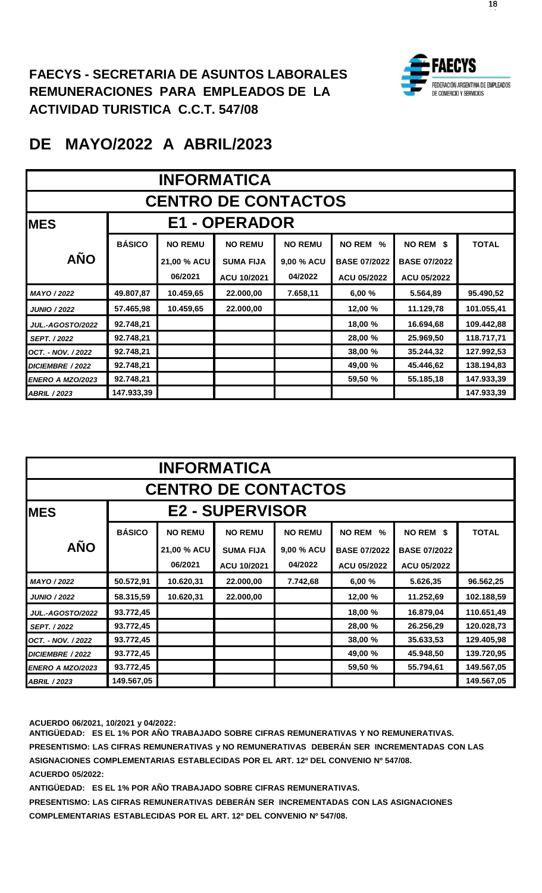## FAECYS - SECRETARIA DE ASUNTOS LABORALES
## REMUNERACIONES PARA EMPLEADOS DE LA ACTIVIDAD TURISTICA C.C.T. 547/08

FAECYS
FEDERACIÓN ARGENTINA DE EMPLEADOS DE COMERCIO Y SERVICIOS

# DE MAYO/2022 A ABRIL/2023

| INFORMATICA | | | | | | | |
|---|---|---|---|---|---|---|---|
| CENTRO DE CONTACTOS | | | | | | | |
| MES | E1 - OPERADOR | | | | | | |
| AÑO | BÁSICO | NO REMU 21,00 % ACU 06/2021 | NO REMU SUMA FIJA ACU 10/2021 | NO REMU 9,00 % ACU 04/2022 | NO REM % BASE 07/2022 ACU 05/2022 | NO REM $ BASE 07/2022 ACU 05/2022 | TOTAL |
| *MAYO / 2022* | 49.807,87 | 10.459,65 | 22.000,00 | 7.658,11 | 6,00 % | 5.564,89 | 95.490,52 |
| *JUNIO / 2022* | 57.465,98 | 10.459,65 | 22.000,00 | | 12,00 % | 11.129,78 | 101.055,41 |
| *JUL.-AGOSTO/2022* | 92.748,21 | | | | 18,00 % | 16.694,68 | 109.442,88 |
| *SEPT. / 2022* | 92.748,21 | | | | 28,00 % | 25.969,50 | 118.717,71 |
| *OCT. - NOV. / 2022* | 92.748,21 | | | | 38,00 % | 35.244,32 | 127.992,53 |
| *DICIEMBRE / 2022* | 92.748,21 | | | | 49,00 % | 45.446,62 | 138.194,83 |
| *ENERO A MZO/2023* | 92.748,21 | | | | 59,50 % | 55.185,18 | 147.933,39 |
| *ABRIL / 2023* | 147.933,39 | | | | | | 147.933,39 |

| INFORMATICA | | | | | | | |
|---|---|---|---|---|---|---|---|
| CENTRO DE CONTACTOS | | | | | | | |
| MES | E2 - SUPERVISOR | | | | | | |
| AÑO | BÁSICO | NO REMU 21,00 % ACU 06/2021 | NO REMU SUMA FIJA ACU 10/2021 | NO REMU 9,00 % ACU 04/2022 | NO REM % BASE 07/2022 ACU 05/2022 | NO REM $ BASE 07/2022 ACU 05/2022 | TOTAL |
| *MAYO / 2022* | 50.572,91 | 10.620,31 | 22.000,00 | 7.742,68 | 6,00 % | 5.626,35 | 96.562,25 |
| *JUNIO / 2022* | 58.315,59 | 10.620,31 | 22.000,00 | | 12,00 % | 11.252,69 | 102.188,59 |
| *JUL.-AGOSTO/2022* | 93.772,45 | | | | 18,00 % | 16.879,04 | 110.651,49 |
| *SEPT. / 2022* | 93.772,45 | | | | 28,00 % | 26.256,29 | 120.028,73 |
| *OCT. - NOV. / 2022* | 93.772,45 | | | | 38,00 % | 35.633,53 | 129.405,98 |
| *DICIEMBRE / 2022* | 93.772,45 | | | | 49,00 % | 45.948,50 | 139.720,95 |
| *ENERO A MZO/2023* | 93.772,45 | | | | 59,50 % | 55.794,61 | 149.567,05 |
| *ABRIL / 2023* | 149.567,05 | | | | | | 149.567,05 |

**ACUERDO 06/2021, 10/2021 y 04/2022:**
**ANTIGÜEDAD: ES EL 1% POR AÑO TRABAJADO SOBRE CIFRAS REMUNERATIVAS Y NO REMUNERATIVAS.**
**PRESENTISMO: LAS CIFRAS REMUNERATIVAS y NO REMUNERATIVAS DEBERÁN SER INCREMENTADAS CON LAS ASIGNACIONES COMPLEMENTARIAS ESTABLECIDAS POR EL ART. 12º DEL CONVENIO Nº 547/08.**
**ACUERDO 05/2022:**
**ANTIGÜEDAD: ES EL 1% POR AÑO TRABAJADO SOBRE CIFRAS REMUNERATIVAS.**
**PRESENTISMO: LAS CIFRAS REMUNERATIVAS DEBERÁN SER INCREMENTADAS CON LAS ASIGNACIONES COMPLEMENTARIAS ESTABLECIDAS POR EL ART. 12º DEL CONVENIO Nº 547/08.**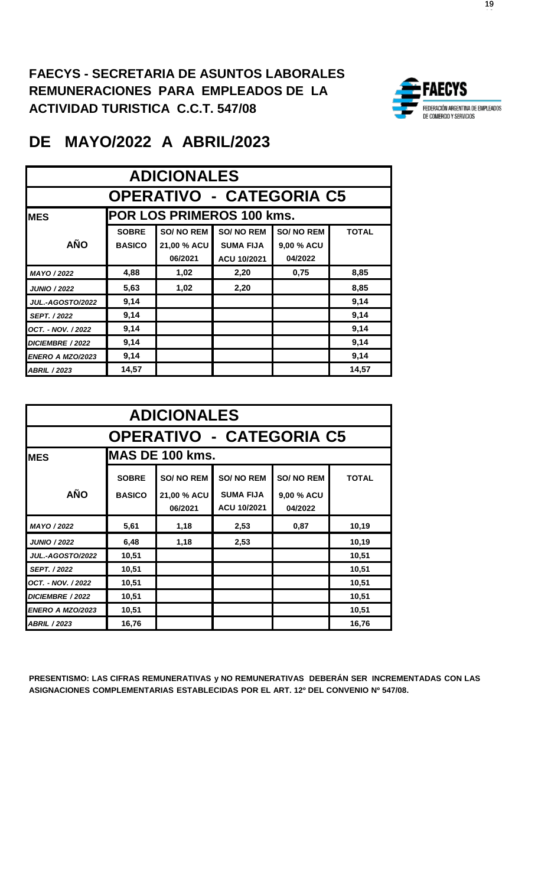**FAECYS - SECRETARIA DE ASUNTOS LABORALES**
**REMUNERACIONES PARA EMPLEADOS DE LA ACTIVIDAD TURISTICA C.C.T. 547/08**

FAECYS
FEDERACIÓN ARGENTINA DE EMPLEADOS DE COMERCIO Y SERVICIOS

# DE MAYO/2022 A ABRIL/2023

| ADICIONALES | | | | | |
|---|---|---|---|---|---|
| **OPERATIVO - CATEGORIA C5** | | | | | |
| **MES** | **POR LOS PRIMEROS 100 kms.** | | | | |
| **AÑO** | **SOBRE BASICO** | **SO/ NO REM 21,00 % ACU 06/2021** | **SO/ NO REM SUMA FIJA ACU 10/2021** | **SO/ NO REM 9,00 % ACU 04/2022** | **TOTAL** |
| *MAYO / 2022* | 4,88 | 1,02 | 2,20 | 0,75 | 8,85 |
| *JUNIO / 2022* | 5,63 | 1,02 | 2,20 | | 8,85 |
| *JUL.-AGOSTO/2022* | 9,14 | | | | 9,14 |
| *SEPT. / 2022* | 9,14 | | | | 9,14 |
| *OCT. - NOV. / 2022* | 9,14 | | | | 9,14 |
| *DICIEMBRE / 2022* | 9,14 | | | | 9,14 |
| *ENERO A MZO/2023* | 9,14 | | | | 9,14 |
| *ABRIL / 2023* | 14,57 | | | | 14,57 |

| ADICIONALES | | | | | |
|---|---|---|---|---|---|
| **OPERATIVO - CATEGORIA C5** | | | | | |
| **MES** | **MAS DE 100 kms.** | | | | |
| **AÑO** | **SOBRE BASICO** | **SO/ NO REM 21,00 % ACU 06/2021** | **SO/ NO REM SUMA FIJA ACU 10/2021** | **SO/ NO REM 9,00 % ACU 04/2022** | **TOTAL** |
| *MAYO / 2022* | 5,61 | 1,18 | 2,53 | 0,87 | 10,19 |
| *JUNIO / 2022* | 6,48 | 1,18 | 2,53 | | 10,19 |
| *JUL.-AGOSTO/2022* | 10,51 | | | | 10,51 |
| *SEPT. / 2022* | 10,51 | | | | 10,51 |
| *OCT. - NOV. / 2022* | 10,51 | | | | 10,51 |
| *DICIEMBRE / 2022* | 10,51 | | | | 10,51 |
| *ENERO A MZO/2023* | 10,51 | | | | 10,51 |
| *ABRIL / 2023* | 16,76 | | | | 16,76 |

**PRESENTISMO: LAS CIFRAS REMUNERATIVAS y NO REMUNERATIVAS DEBERÁN SER INCREMENTADAS CON LAS ASIGNACIONES COMPLEMENTARIAS ESTABLECIDAS POR EL ART. 12º DEL CONVENIO Nº 547/08.**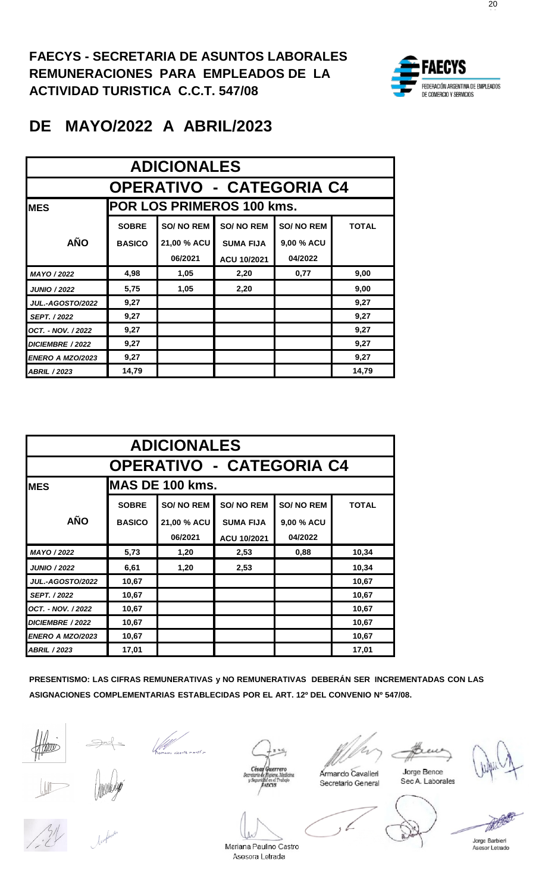# FAECYS - SECRETARIA DE ASUNTOS LABORALES
# REMUNERACIONES PARA EMPLEADOS DE LA ACTIVIDAD TURISTICA C.C.T. 547/08

FAECYS
FEDERACIÓN ARGENTINA DE EMPLEADOS DE COMERCIO Y SERVICIOS

## DE MAYO/2022 A ABRIL/2023

**ADICIONALES**

**OPERATIVO - CATEGORIA C4**

**POR LOS PRIMEROS 100 kms.**

| MES AÑO | SOBRE BASICO | SO/ NO REM 21,00 % ACU 06/2021 | SO/ NO REM SUMA FIJA ACU 10/2021 | SO/ NO REM 9,00 % ACU 04/2022 | TOTAL |
|---|---|---|---|---|---|
| MAYO / 2022 | 4,98 | 1,05 | 2,20 | 0,77 | 9,00 |
| JUNIO / 2022 | 5,75 | 1,05 | 2,20 | | 9,00 |
| JUL.-AGOSTO/2022 | 9,27 | | | | 9,27 |
| SEPT. / 2022 | 9,27 | | | | 9,27 |
| OCT. - NOV. / 2022 | 9,27 | | | | 9,27 |
| DICIEMBRE / 2022 | 9,27 | | | | 9,27 |
| ENERO A MZO/2023 | 9,27 | | | | 9,27 |
| ABRIL / 2023 | 14,79 | | | | 14,79 |

**ADICIONALES**

**OPERATIVO - CATEGORIA C4**

**MAS DE 100 kms.**

| MES AÑO | SOBRE BASICO | SO/ NO REM 21,00 % ACU 06/2021 | SO/ NO REM SUMA FIJA ACU 10/2021 | SO/ NO REM 9,00 % ACU 04/2022 | TOTAL |
|---|---|---|---|---|---|
| MAYO / 2022 | 5,73 | 1,20 | 2,53 | 0,88 | 10,34 |
| JUNIO / 2022 | 6,61 | 1,20 | 2,53 | | 10,34 |
| JUL.-AGOSTO/2022 | 10,67 | | | | 10,67 |
| SEPT. / 2022 | 10,67 | | | | 10,67 |
| OCT. - NOV. / 2022 | 10,67 | | | | 10,67 |
| DICIEMBRE / 2022 | 10,67 | | | | 10,67 |
| ENERO A MZO/2023 | 10,67 | | | | 10,67 |
| ABRIL / 2023 | 17,01 | | | | 17,01 |

**PRESENTISMO: LAS CIFRAS REMUNERATIVAS y NO REMUNERATIVAS DEBERÁN SER INCREMENTADAS CON LAS ASIGNACIONES COMPLEMENTARIAS ESTABLECIDAS POR EL ART. 12º DEL CONVENIO Nº 547/08.**

César Guerrero
Secretario de Higiene, Medicina y Seguridad en el Trabajo
FAECYS

Armando Cavalieri
Secretario General

Jorge Bence
Sec A. Laborales

Mariana Paulino Castro
Asesora Letrada

Jorge Barbieri
Asesor Letrado